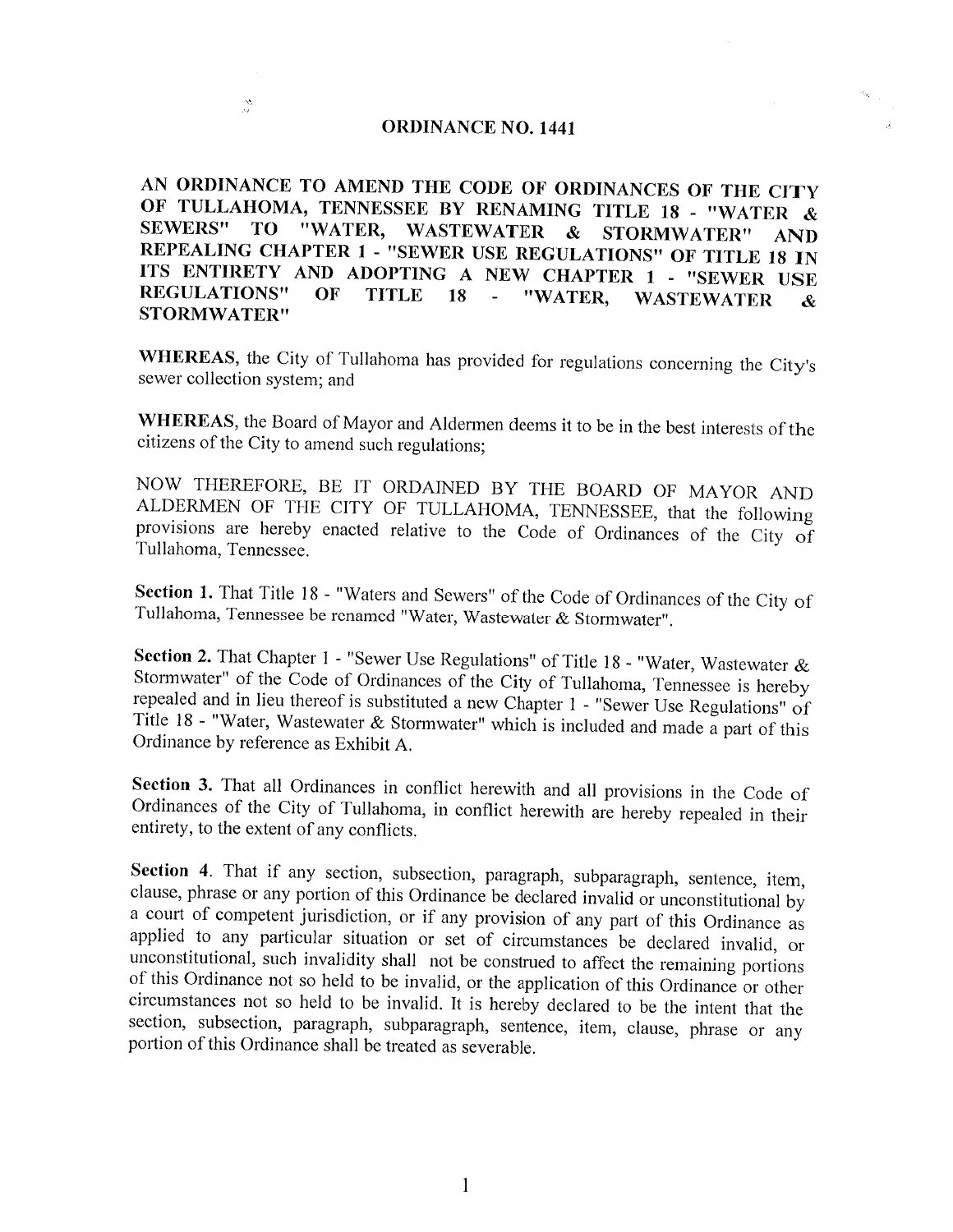# ORDINANCE NO. 1441

**AN ORDINANCE TO AMEND THE CODE OF ORDINANCES OF THE CITY OF TULLAHOMA, TENNESSEE BY RENAMING TITLE 18 - "WATER & SEWERS" TO "WATER, WASTEWATER & STORMWATER" AND REPEALING CHAPTER 1 - "SEWER USE REGULATIONS" OF TITLE 18 IN ITS ENTIRETY AND ADOPTING A NEW CHAPTER 1 - "SEWER USE REGULATIONS" OF TITLE 18 - "WATER, WASTEWATER & STORMWATER"**

**WHEREAS**, the City of Tullahoma has provided for regulations concerning the City's sewer collection system; and

**WHEREAS**, the Board of Mayor and Aldermen deems it to be in the best interests of the citizens of the City to amend such regulations;

NOW THEREFORE, BE IT ORDAINED BY THE BOARD OF MAYOR AND ALDERMEN OF THE CITY OF TULLAHOMA, TENNESSEE, that the following provisions are hereby enacted relative to the Code of Ordinances of the City of Tullahoma, Tennessee.

**Section 1.** That Title 18 - "Waters and Sewers" of the Code of Ordinances of the City of Tullahoma, Tennessee be renamed "Water, Wastewater & Stormwater".

**Section 2.** That Chapter 1 - "Sewer Use Regulations" of Title 18 - "Water, Wastewater & Stormwater" of the Code of Ordinances of the City of Tullahoma, Tennessee is hereby repealed and in lieu thereof is substituted a new Chapter 1 - "Sewer Use Regulations" of Title 18 - "Water, Wastewater & Stormwater" which is included and made a part of this Ordinance by reference as Exhibit A.

**Section 3.** That all Ordinances in conflict herewith and all provisions in the Code of Ordinances of the City of Tullahoma, in conflict herewith are hereby repealed in their entirety, to the extent of any conflicts.

**Section 4**. That if any section, subsection, paragraph, subparagraph, sentence, item, clause, phrase or any portion of this Ordinance be declared invalid or unconstitutional by a court of competent jurisdiction, or if any provision of any part of this Ordinance as applied to any particular situation or set of circumstances be declared invalid, or unconstitutional, such invalidity shall not be construed to affect the remaining portions of this Ordinance not so held to be invalid, or the application of this Ordinance or other circumstances not so held to be invalid. It is hereby declared to be the intent that the section, subsection, paragraph, subparagraph, sentence, item, clause, phrase or any portion of this Ordinance shall be treated as severable.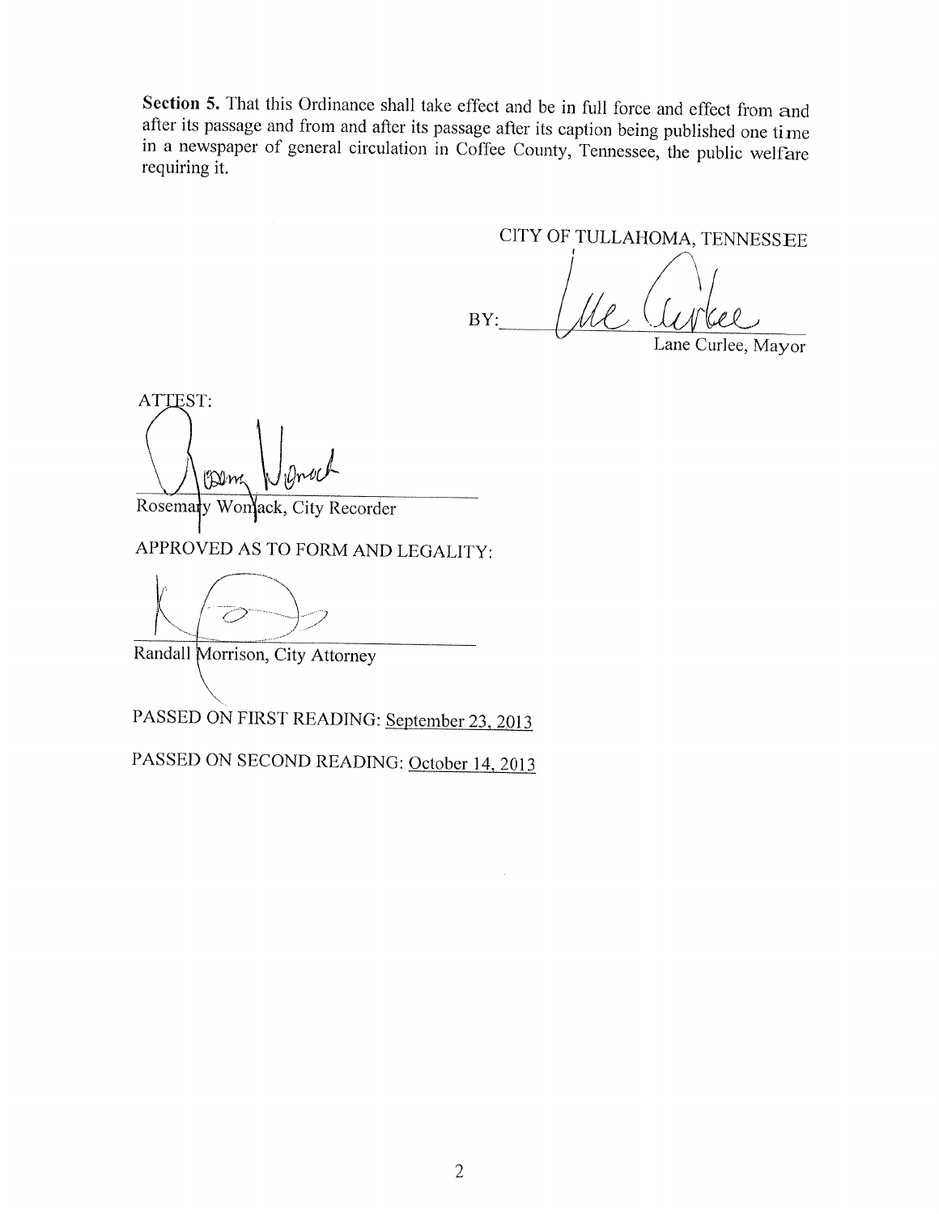**Section 5.** That this Ordinance shall take effect and be in full force and effect from and after its passage and from and after its passage after its caption being published one time in a newspaper of general circulation in Coffee County, Tennessee, the public welfare requiring it.

CITY OF TULLAHOMA, TENNESSEE

BY:\_\_\_\_\_\_\_\_\_\_\_\_\_\_\_\_\_\_\_\_\_\_\_\_\_\_\_\_
Lane Curlee, Mayor

ATTEST:

\_\_\_\_\_\_\_\_\_\_\_\_\_\_\_\_\_\_\_\_\_\_\_\_\_\_\_\_
Rosemary Womack, City Recorder

APPROVED AS TO FORM AND LEGALITY:

\_\_\_\_\_\_\_\_\_\_\_\_\_\_\_\_\_\_\_\_\_\_\_\_\_\_\_\_
Randall Morrison, City Attorney

PASSED ON FIRST READING: September 23, 2013

PASSED ON SECOND READING: October 14, 2013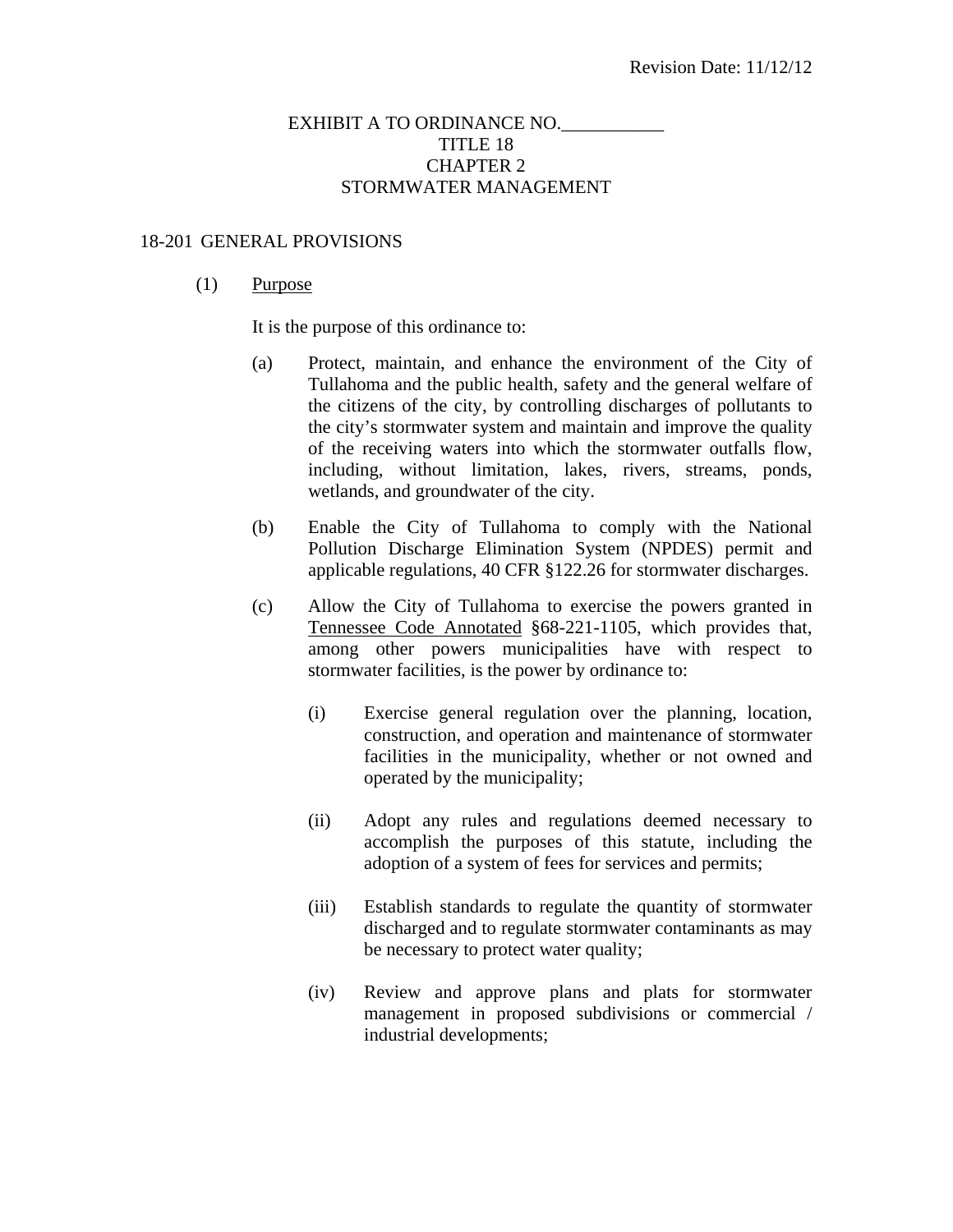Revision Date: 11/12/12

EXHIBIT A TO ORDINANCE NO.___________
TITLE 18
CHAPTER 2
STORMWATER MANAGEMENT

## 18-201 GENERAL PROVISIONS

(1) Purpose

It is the purpose of this ordinance to:

(a) Protect, maintain, and enhance the environment of the City of Tullahoma and the public health, safety and the general welfare of the citizens of the city, by controlling discharges of pollutants to the city's stormwater system and maintain and improve the quality of the receiving waters into which the stormwater outfalls flow, including, without limitation, lakes, rivers, streams, ponds, wetlands, and groundwater of the city.

(b) Enable the City of Tullahoma to comply with the National Pollution Discharge Elimination System (NPDES) permit and applicable regulations, 40 CFR §122.26 for stormwater discharges.

(c) Allow the City of Tullahoma to exercise the powers granted in Tennessee Code Annotated §68-221-1105, which provides that, among other powers municipalities have with respect to stormwater facilities, is the power by ordinance to:

(i) Exercise general regulation over the planning, location, construction, and operation and maintenance of stormwater facilities in the municipality, whether or not owned and operated by the municipality;

(ii) Adopt any rules and regulations deemed necessary to accomplish the purposes of this statute, including the adoption of a system of fees for services and permits;

(iii) Establish standards to regulate the quantity of stormwater discharged and to regulate stormwater contaminants as may be necessary to protect water quality;

(iv) Review and approve plans and plats for stormwater management in proposed subdivisions or commercial / industrial developments;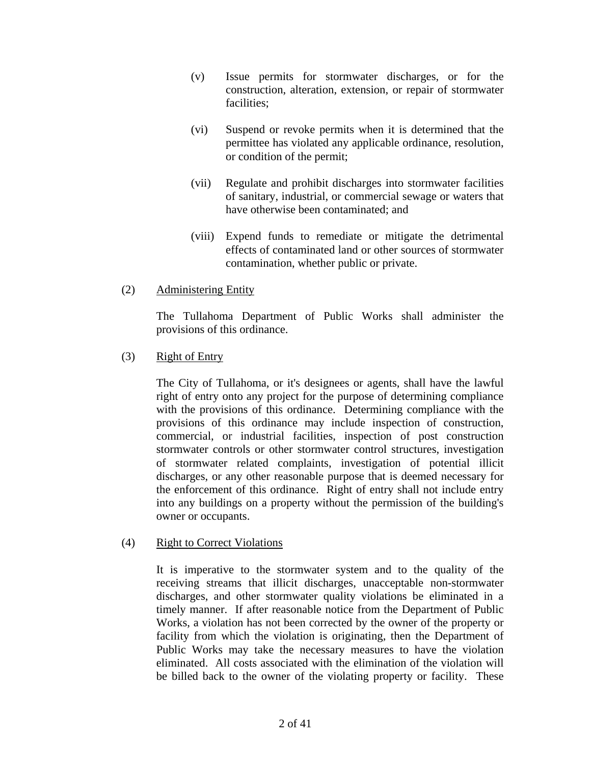(v) Issue permits for stormwater discharges, or for the construction, alteration, extension, or repair of stormwater facilities;

(vi) Suspend or revoke permits when it is determined that the permittee has violated any applicable ordinance, resolution, or condition of the permit;

(vii) Regulate and prohibit discharges into stormwater facilities of sanitary, industrial, or commercial sewage or waters that have otherwise been contaminated; and

(viii) Expend funds to remediate or mitigate the detrimental effects of contaminated land or other sources of stormwater contamination, whether public or private.

(2) Administering Entity

The Tullahoma Department of Public Works shall administer the provisions of this ordinance.

(3) Right of Entry

The City of Tullahoma, or it's designees or agents, shall have the lawful right of entry onto any project for the purpose of determining compliance with the provisions of this ordinance. Determining compliance with the provisions of this ordinance may include inspection of construction, commercial, or industrial facilities, inspection of post construction stormwater controls or other stormwater control structures, investigation of stormwater related complaints, investigation of potential illicit discharges, or any other reasonable purpose that is deemed necessary for the enforcement of this ordinance. Right of entry shall not include entry into any buildings on a property without the permission of the building's owner or occupants.

(4) Right to Correct Violations

It is imperative to the stormwater system and to the quality of the receiving streams that illicit discharges, unacceptable non-stormwater discharges, and other stormwater quality violations be eliminated in a timely manner. If after reasonable notice from the Department of Public Works, a violation has not been corrected by the owner of the property or facility from which the violation is originating, then the Department of Public Works may take the necessary measures to have the violation eliminated. All costs associated with the elimination of the violation will be billed back to the owner of the violating property or facility. These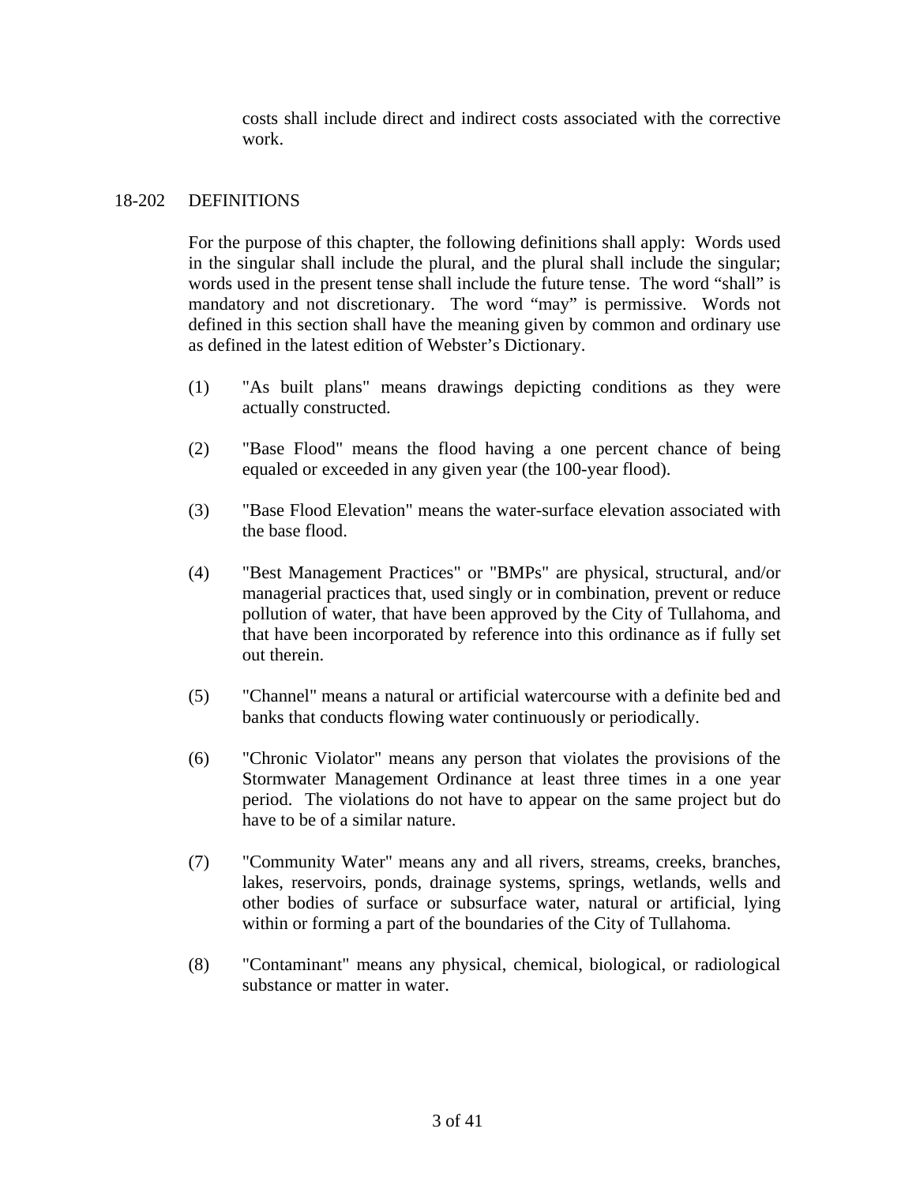costs shall include direct and indirect costs associated with the corrective work.

## 18-202 DEFINITIONS

For the purpose of this chapter, the following definitions shall apply: Words used in the singular shall include the plural, and the plural shall include the singular; words used in the present tense shall include the future tense. The word "shall" is mandatory and not discretionary. The word "may" is permissive. Words not defined in this section shall have the meaning given by common and ordinary use as defined in the latest edition of Webster's Dictionary.

(1) "As built plans" means drawings depicting conditions as they were actually constructed.

(2) "Base Flood" means the flood having a one percent chance of being equaled or exceeded in any given year (the 100-year flood).

(3) "Base Flood Elevation" means the water-surface elevation associated with the base flood.

(4) "Best Management Practices" or "BMPs" are physical, structural, and/or managerial practices that, used singly or in combination, prevent or reduce pollution of water, that have been approved by the City of Tullahoma, and that have been incorporated by reference into this ordinance as if fully set out therein.

(5) "Channel" means a natural or artificial watercourse with a definite bed and banks that conducts flowing water continuously or periodically.

(6) "Chronic Violator" means any person that violates the provisions of the Stormwater Management Ordinance at least three times in a one year period. The violations do not have to appear on the same project but do have to be of a similar nature.

(7) "Community Water" means any and all rivers, streams, creeks, branches, lakes, reservoirs, ponds, drainage systems, springs, wetlands, wells and other bodies of surface or subsurface water, natural or artificial, lying within or forming a part of the boundaries of the City of Tullahoma.

(8) "Contaminant" means any physical, chemical, biological, or radiological substance or matter in water.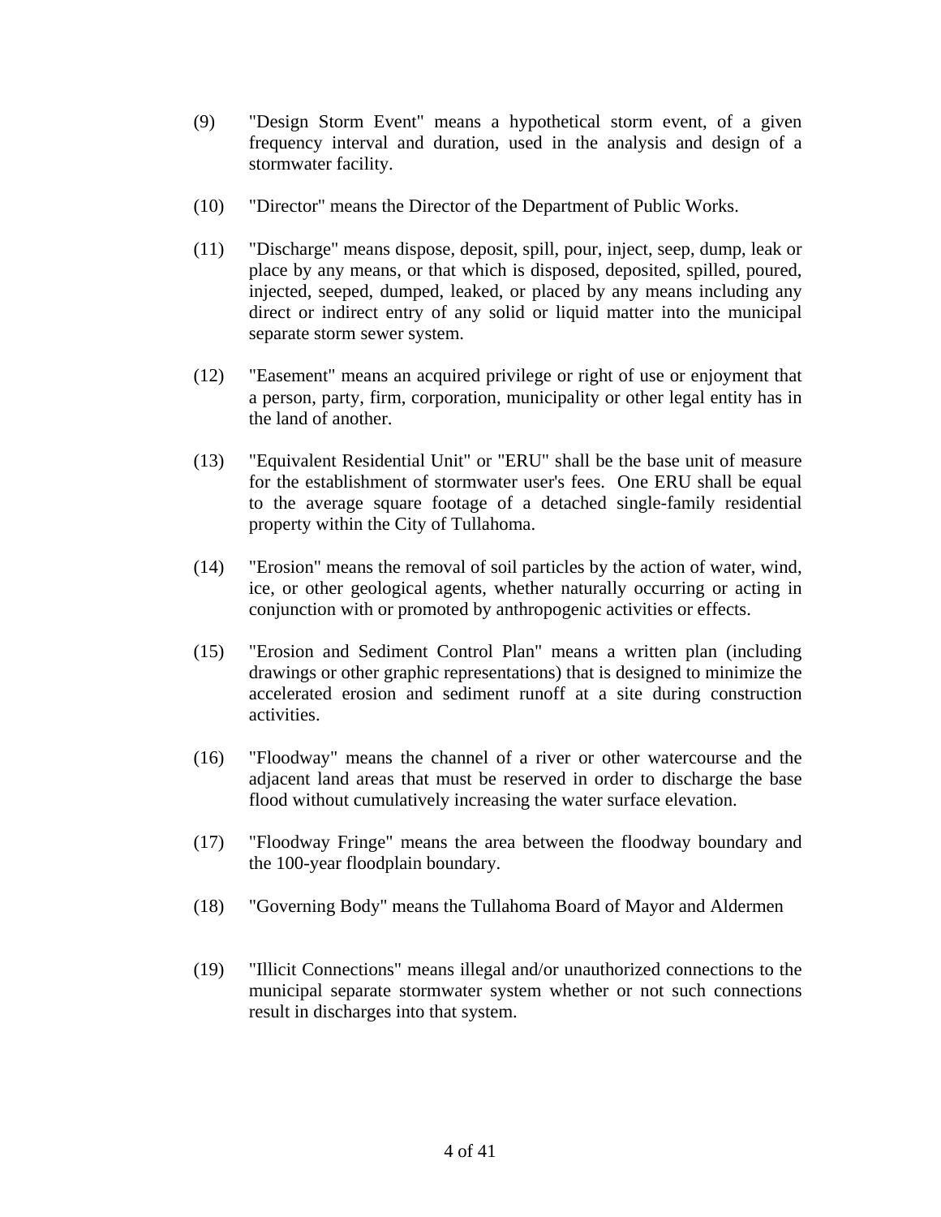(9) "Design Storm Event" means a hypothetical storm event, of a given frequency interval and duration, used in the analysis and design of a stormwater facility.

(10) "Director" means the Director of the Department of Public Works.

(11) "Discharge" means dispose, deposit, spill, pour, inject, seep, dump, leak or place by any means, or that which is disposed, deposited, spilled, poured, injected, seeped, dumped, leaked, or placed by any means including any direct or indirect entry of any solid or liquid matter into the municipal separate storm sewer system.

(12) "Easement" means an acquired privilege or right of use or enjoyment that a person, party, firm, corporation, municipality or other legal entity has in the land of another.

(13) "Equivalent Residential Unit" or "ERU" shall be the base unit of measure for the establishment of stormwater user's fees. One ERU shall be equal to the average square footage of a detached single-family residential property within the City of Tullahoma.

(14) "Erosion" means the removal of soil particles by the action of water, wind, ice, or other geological agents, whether naturally occurring or acting in conjunction with or promoted by anthropogenic activities or effects.

(15) "Erosion and Sediment Control Plan" means a written plan (including drawings or other graphic representations) that is designed to minimize the accelerated erosion and sediment runoff at a site during construction activities.

(16) "Floodway" means the channel of a river or other watercourse and the adjacent land areas that must be reserved in order to discharge the base flood without cumulatively increasing the water surface elevation.

(17) "Floodway Fringe" means the area between the floodway boundary and the 100-year floodplain boundary.

(18) "Governing Body" means the Tullahoma Board of Mayor and Aldermen

(19) "Illicit Connections" means illegal and/or unauthorized connections to the municipal separate stormwater system whether or not such connections result in discharges into that system.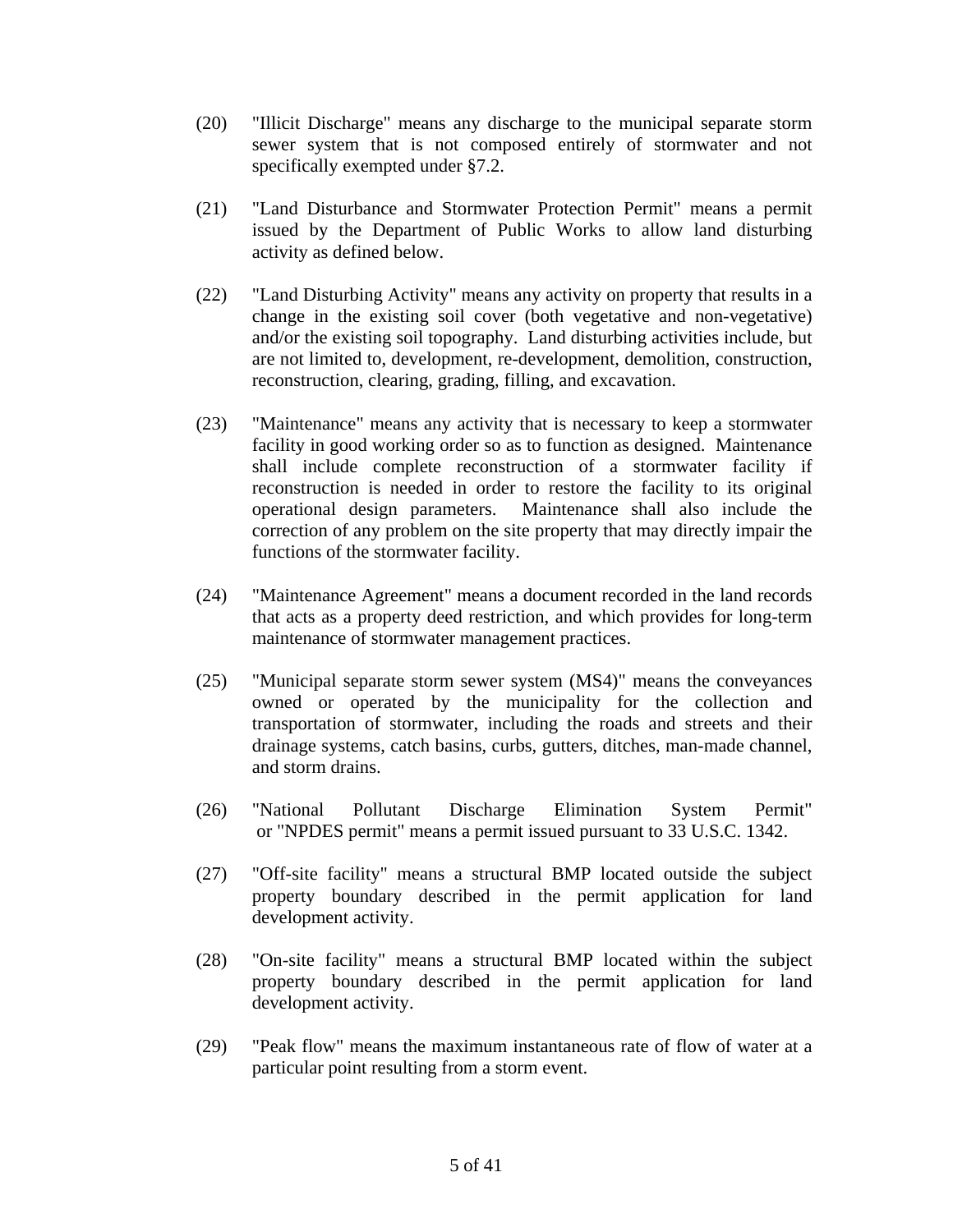(20) "Illicit Discharge" means any discharge to the municipal separate storm sewer system that is not composed entirely of stormwater and not specifically exempted under §7.2.

(21) "Land Disturbance and Stormwater Protection Permit" means a permit issued by the Department of Public Works to allow land disturbing activity as defined below.

(22) "Land Disturbing Activity" means any activity on property that results in a change in the existing soil cover (both vegetative and non-vegetative) and/or the existing soil topography. Land disturbing activities include, but are not limited to, development, re-development, demolition, construction, reconstruction, clearing, grading, filling, and excavation.

(23) "Maintenance" means any activity that is necessary to keep a stormwater facility in good working order so as to function as designed. Maintenance shall include complete reconstruction of a stormwater facility if reconstruction is needed in order to restore the facility to its original operational design parameters. Maintenance shall also include the correction of any problem on the site property that may directly impair the functions of the stormwater facility.

(24) "Maintenance Agreement" means a document recorded in the land records that acts as a property deed restriction, and which provides for long-term maintenance of stormwater management practices.

(25) "Municipal separate storm sewer system (MS4)" means the conveyances owned or operated by the municipality for the collection and transportation of stormwater, including the roads and streets and their drainage systems, catch basins, curbs, gutters, ditches, man-made channel, and storm drains.

(26) "National Pollutant Discharge Elimination System Permit" or "NPDES permit" means a permit issued pursuant to 33 U.S.C. 1342.

(27) "Off-site facility" means a structural BMP located outside the subject property boundary described in the permit application for land development activity.

(28) "On-site facility" means a structural BMP located within the subject property boundary described in the permit application for land development activity.

(29) "Peak flow" means the maximum instantaneous rate of flow of water at a particular point resulting from a storm event.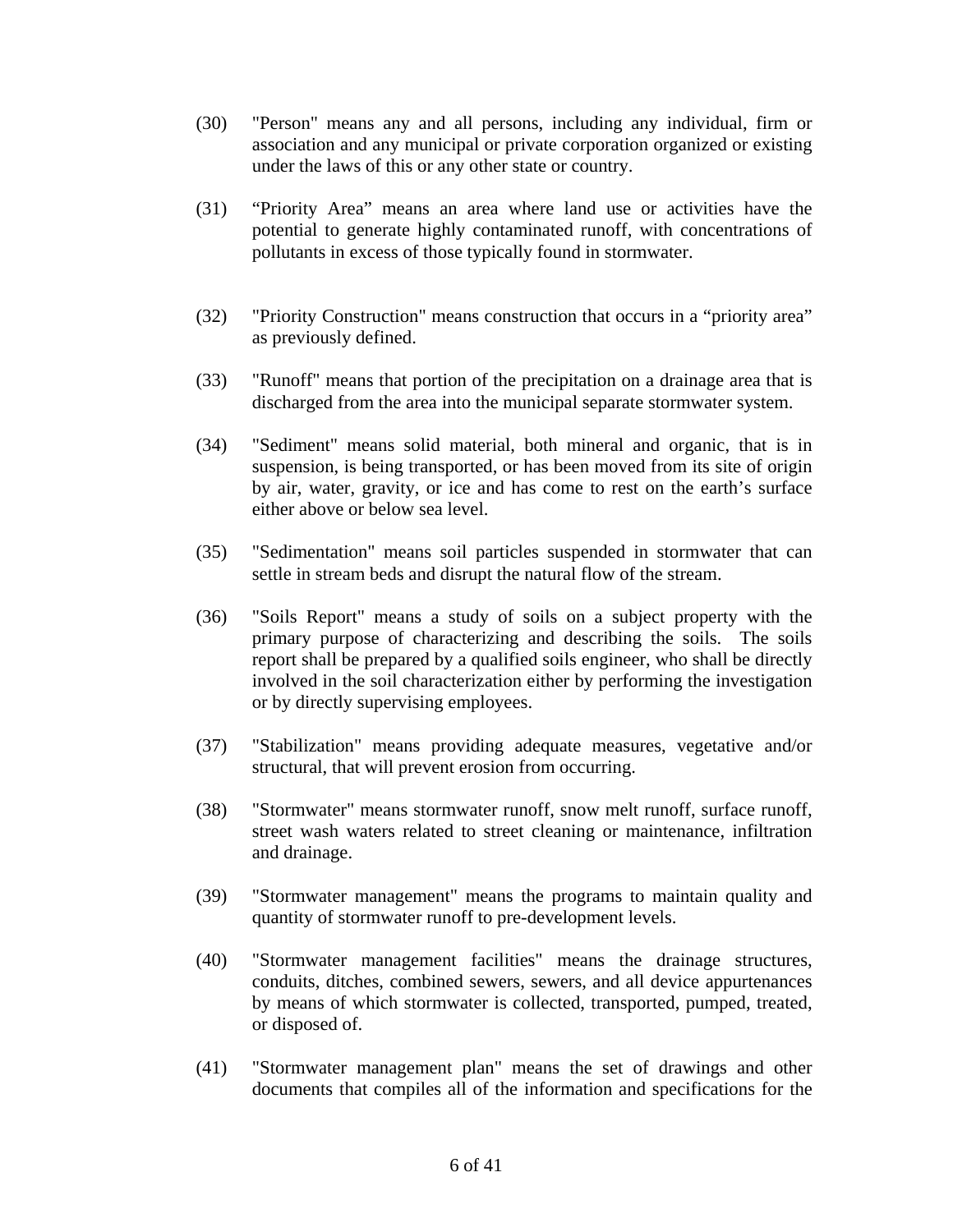(30) "Person" means any and all persons, including any individual, firm or association and any municipal or private corporation organized or existing under the laws of this or any other state or country.

(31) “Priority Area” means an area where land use or activities have the potential to generate highly contaminated runoff, with concentrations of pollutants in excess of those typically found in stormwater.

(32) "Priority Construction" means construction that occurs in a “priority area” as previously defined.

(33) "Runoff" means that portion of the precipitation on a drainage area that is discharged from the area into the municipal separate stormwater system.

(34) "Sediment" means solid material, both mineral and organic, that is in suspension, is being transported, or has been moved from its site of origin by air, water, gravity, or ice and has come to rest on the earth’s surface either above or below sea level.

(35) "Sedimentation" means soil particles suspended in stormwater that can settle in stream beds and disrupt the natural flow of the stream.

(36) "Soils Report" means a study of soils on a subject property with the primary purpose of characterizing and describing the soils. The soils report shall be prepared by a qualified soils engineer, who shall be directly involved in the soil characterization either by performing the investigation or by directly supervising employees.

(37) "Stabilization" means providing adequate measures, vegetative and/or structural, that will prevent erosion from occurring.

(38) "Stormwater" means stormwater runoff, snow melt runoff, surface runoff, street wash waters related to street cleaning or maintenance, infiltration and drainage.

(39) "Stormwater management" means the programs to maintain quality and quantity of stormwater runoff to pre-development levels.

(40) "Stormwater management facilities" means the drainage structures, conduits, ditches, combined sewers, sewers, and all device appurtenances by means of which stormwater is collected, transported, pumped, treated, or disposed of.

(41) "Stormwater management plan" means the set of drawings and other documents that compiles all of the information and specifications for the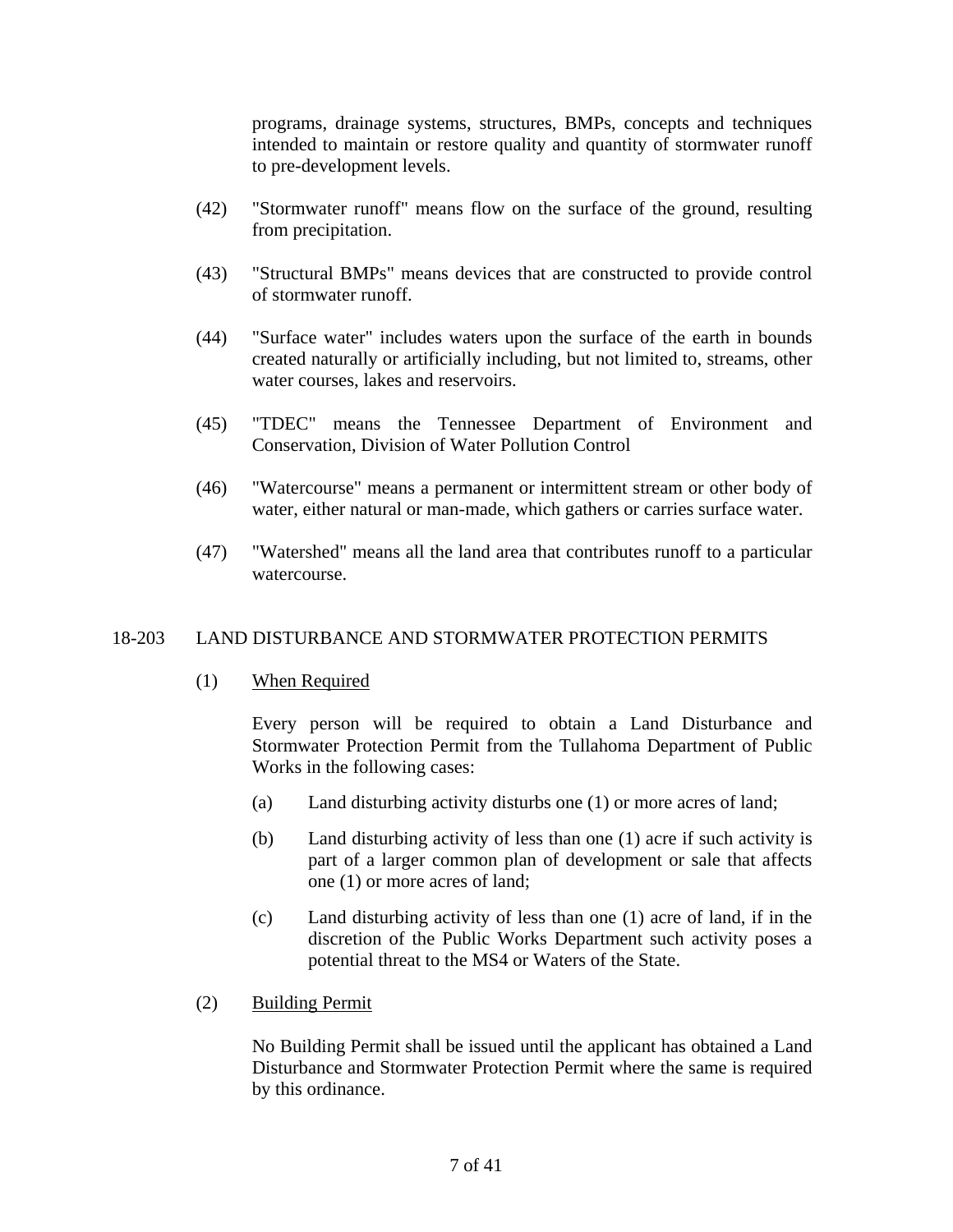programs, drainage systems, structures, BMPs, concepts and techniques intended to maintain or restore quality and quantity of stormwater runoff to pre-development levels.

(42) "Stormwater runoff" means flow on the surface of the ground, resulting from precipitation.

(43) "Structural BMPs" means devices that are constructed to provide control of stormwater runoff.

(44) "Surface water" includes waters upon the surface of the earth in bounds created naturally or artificially including, but not limited to, streams, other water courses, lakes and reservoirs.

(45) "TDEC" means the Tennessee Department of Environment and Conservation, Division of Water Pollution Control

(46) "Watercourse" means a permanent or intermittent stream or other body of water, either natural or man-made, which gathers or carries surface water.

(47) "Watershed" means all the land area that contributes runoff to a particular watercourse.

## 18-203 LAND DISTURBANCE AND STORMWATER PROTECTION PERMITS

(1) <u>When Required</u>

Every person will be required to obtain a Land Disturbance and Stormwater Protection Permit from the Tullahoma Department of Public Works in the following cases:

(a) Land disturbing activity disturbs one (1) or more acres of land;

(b) Land disturbing activity of less than one (1) acre if such activity is part of a larger common plan of development or sale that affects one (1) or more acres of land;

(c) Land disturbing activity of less than one (1) acre of land, if in the discretion of the Public Works Department such activity poses a potential threat to the MS4 or Waters of the State.

(2) <u>Building Permit</u>

No Building Permit shall be issued until the applicant has obtained a Land Disturbance and Stormwater Protection Permit where the same is required by this ordinance.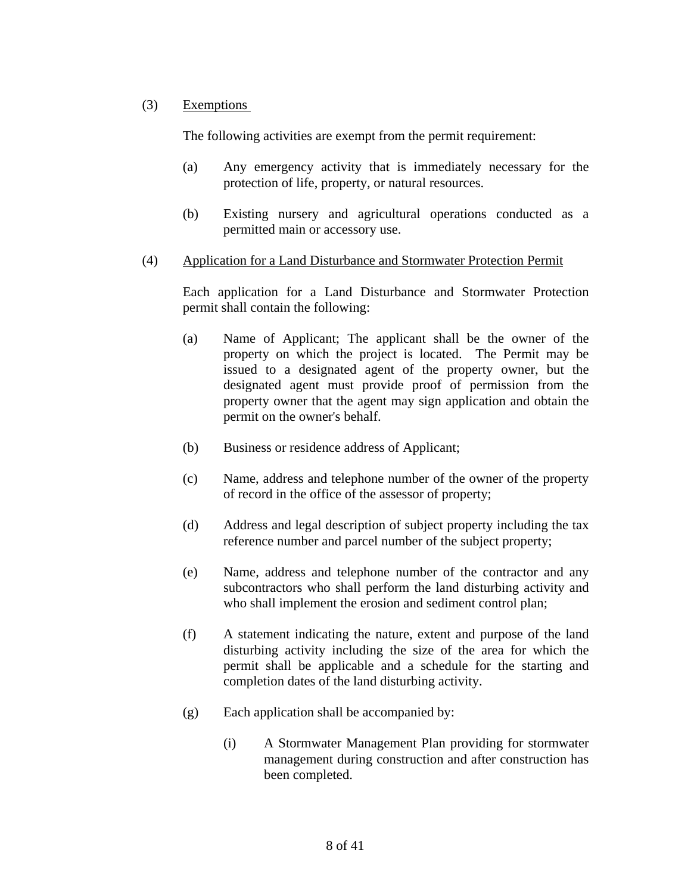(3) <u>Exemptions</u>

The following activities are exempt from the permit requirement:

(a) Any emergency activity that is immediately necessary for the protection of life, property, or natural resources.

(b) Existing nursery and agricultural operations conducted as a permitted main or accessory use.

(4) <u>Application for a Land Disturbance and Stormwater Protection Permit</u>

Each application for a Land Disturbance and Stormwater Protection permit shall contain the following:

(a) Name of Applicant; The applicant shall be the owner of the property on which the project is located. The Permit may be issued to a designated agent of the property owner, but the designated agent must provide proof of permission from the property owner that the agent may sign application and obtain the permit on the owner's behalf.

(b) Business or residence address of Applicant;

(c) Name, address and telephone number of the owner of the property of record in the office of the assessor of property;

(d) Address and legal description of subject property including the tax reference number and parcel number of the subject property;

(e) Name, address and telephone number of the contractor and any subcontractors who shall perform the land disturbing activity and who shall implement the erosion and sediment control plan;

(f) A statement indicating the nature, extent and purpose of the land disturbing activity including the size of the area for which the permit shall be applicable and a schedule for the starting and completion dates of the land disturbing activity.

(g) Each application shall be accompanied by:

(i) A Stormwater Management Plan providing for stormwater management during construction and after construction has been completed.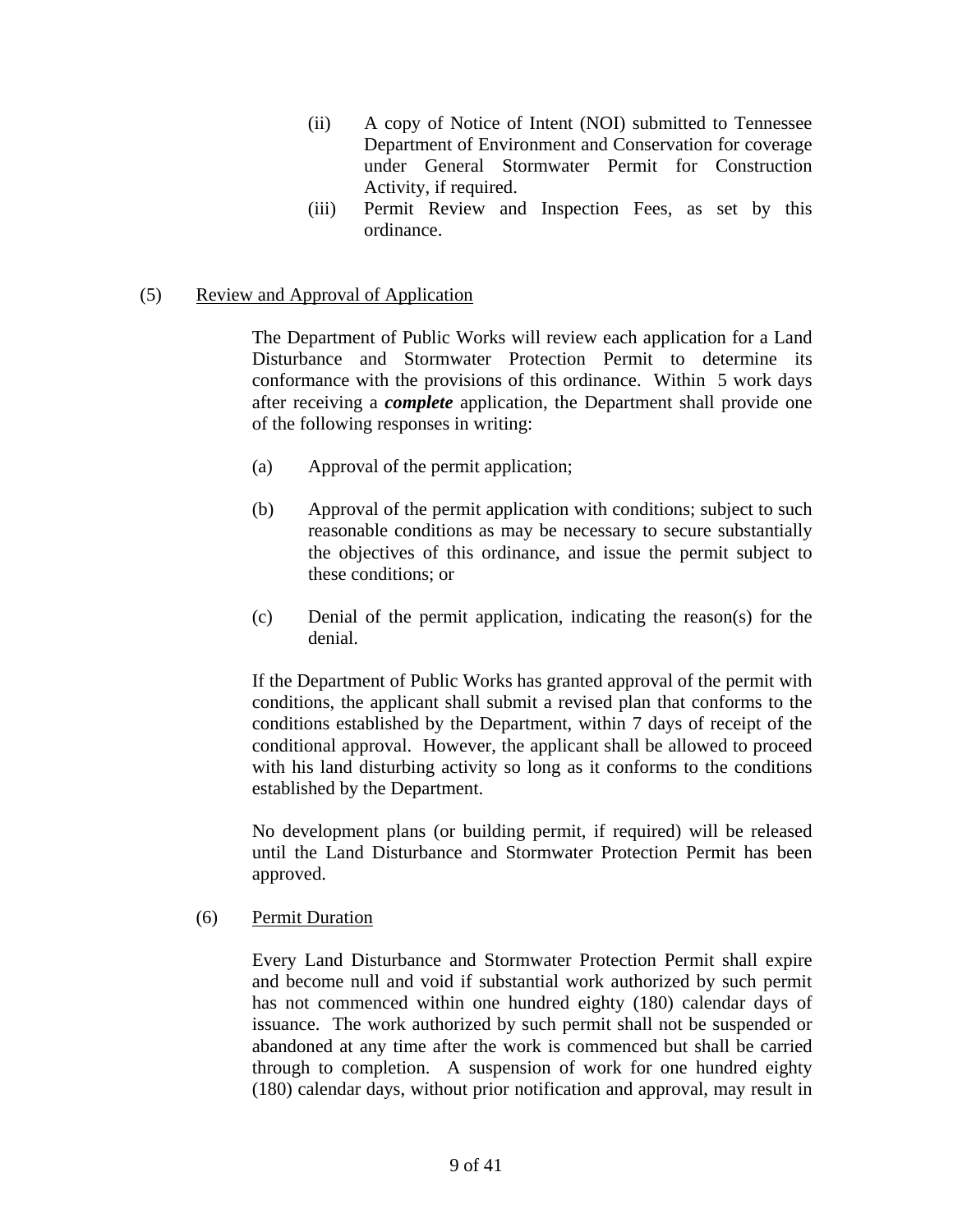(ii) A copy of Notice of Intent (NOI) submitted to Tennessee Department of Environment and Conservation for coverage under General Stormwater Permit for Construction Activity, if required.

(iii) Permit Review and Inspection Fees, as set by this ordinance.

(5) <u>Review and Approval of Application</u>

The Department of Public Works will review each application for a Land Disturbance and Stormwater Protection Permit to determine its conformance with the provisions of this ordinance. Within 5 work days after receiving a ***complete*** application, the Department shall provide one of the following responses in writing:

(a) Approval of the permit application;

(b) Approval of the permit application with conditions; subject to such reasonable conditions as may be necessary to secure substantially the objectives of this ordinance, and issue the permit subject to these conditions; or

(c) Denial of the permit application, indicating the reason(s) for the denial.

If the Department of Public Works has granted approval of the permit with conditions, the applicant shall submit a revised plan that conforms to the conditions established by the Department, within 7 days of receipt of the conditional approval. However, the applicant shall be allowed to proceed with his land disturbing activity so long as it conforms to the conditions established by the Department.

No development plans (or building permit, if required) will be released until the Land Disturbance and Stormwater Protection Permit has been approved.

(6) <u>Permit Duration</u>

Every Land Disturbance and Stormwater Protection Permit shall expire and become null and void if substantial work authorized by such permit has not commenced within one hundred eighty (180) calendar days of issuance. The work authorized by such permit shall not be suspended or abandoned at any time after the work is commenced but shall be carried through to completion. A suspension of work for one hundred eighty (180) calendar days, without prior notification and approval, may result in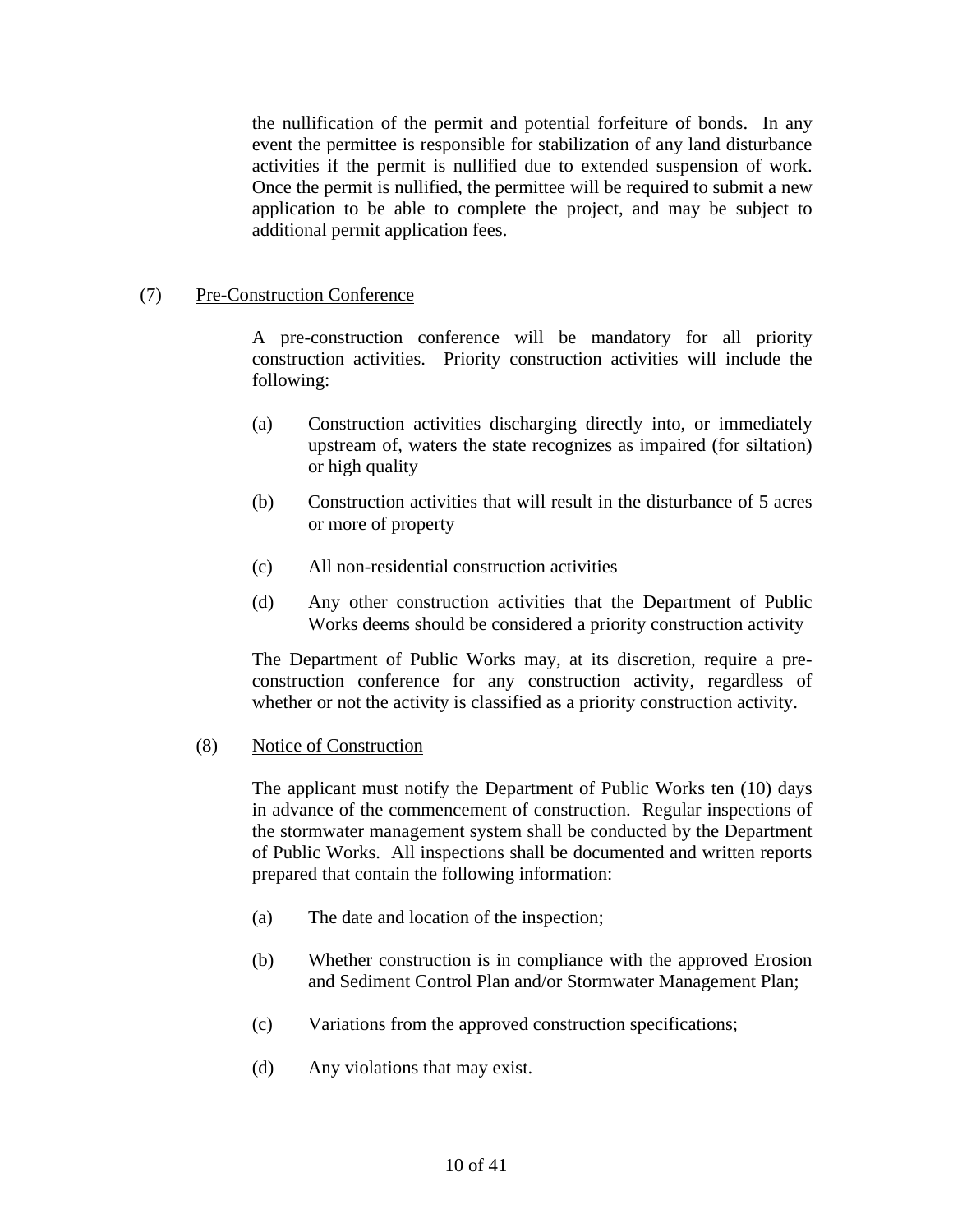the nullification of the permit and potential forfeiture of bonds. In any event the permittee is responsible for stabilization of any land disturbance activities if the permit is nullified due to extended suspension of work. Once the permit is nullified, the permittee will be required to submit a new application to be able to complete the project, and may be subject to additional permit application fees.

(7) Pre-Construction Conference

A pre-construction conference will be mandatory for all priority construction activities. Priority construction activities will include the following:

(a) Construction activities discharging directly into, or immediately upstream of, waters the state recognizes as impaired (for siltation) or high quality

(b) Construction activities that will result in the disturbance of 5 acres or more of property

(c) All non-residential construction activities

(d) Any other construction activities that the Department of Public Works deems should be considered a priority construction activity

The Department of Public Works may, at its discretion, require a pre-construction conference for any construction activity, regardless of whether or not the activity is classified as a priority construction activity.

(8) Notice of Construction

The applicant must notify the Department of Public Works ten (10) days in advance of the commencement of construction. Regular inspections of the stormwater management system shall be conducted by the Department of Public Works. All inspections shall be documented and written reports prepared that contain the following information:

(a) The date and location of the inspection;

(b) Whether construction is in compliance with the approved Erosion and Sediment Control Plan and/or Stormwater Management Plan;

(c) Variations from the approved construction specifications;

(d) Any violations that may exist.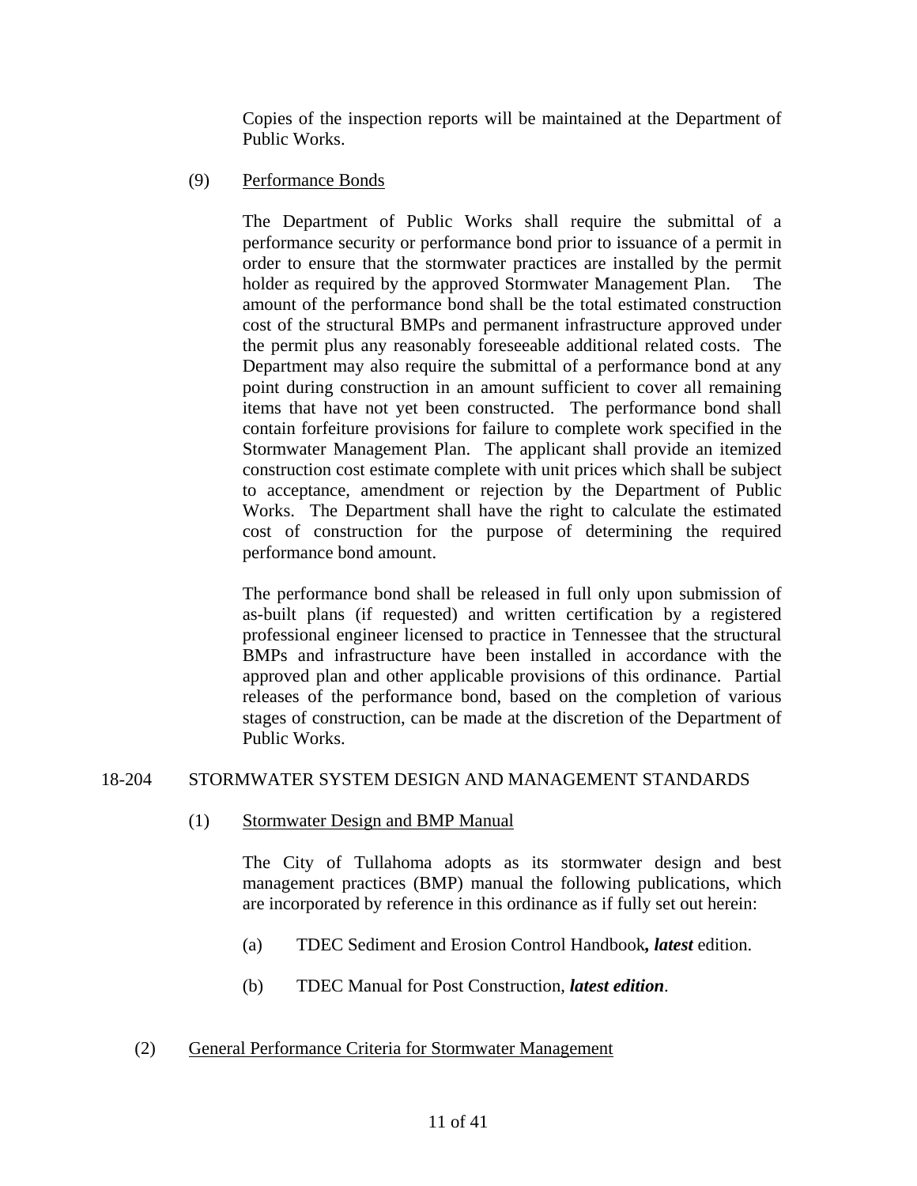Copies of the inspection reports will be maintained at the Department of Public Works.

(9) Performance Bonds

The Department of Public Works shall require the submittal of a performance security or performance bond prior to issuance of a permit in order to ensure that the stormwater practices are installed by the permit holder as required by the approved Stormwater Management Plan. The amount of the performance bond shall be the total estimated construction cost of the structural BMPs and permanent infrastructure approved under the permit plus any reasonably foreseeable additional related costs. The Department may also require the submittal of a performance bond at any point during construction in an amount sufficient to cover all remaining items that have not yet been constructed. The performance bond shall contain forfeiture provisions for failure to complete work specified in the Stormwater Management Plan. The applicant shall provide an itemized construction cost estimate complete with unit prices which shall be subject to acceptance, amendment or rejection by the Department of Public Works. The Department shall have the right to calculate the estimated cost of construction for the purpose of determining the required performance bond amount.

The performance bond shall be released in full only upon submission of as-built plans (if requested) and written certification by a registered professional engineer licensed to practice in Tennessee that the structural BMPs and infrastructure have been installed in accordance with the approved plan and other applicable provisions of this ordinance. Partial releases of the performance bond, based on the completion of various stages of construction, can be made at the discretion of the Department of Public Works.

## 18-204 STORMWATER SYSTEM DESIGN AND MANAGEMENT STANDARDS

(1) Stormwater Design and BMP Manual

The City of Tullahoma adopts as its stormwater design and best management practices (BMP) manual the following publications, which are incorporated by reference in this ordinance as if fully set out herein:

(a) TDEC Sediment and Erosion Control Handbook***, latest*** edition.

(b) TDEC Manual for Post Construction, ***latest edition***.

(2) General Performance Criteria for Stormwater Management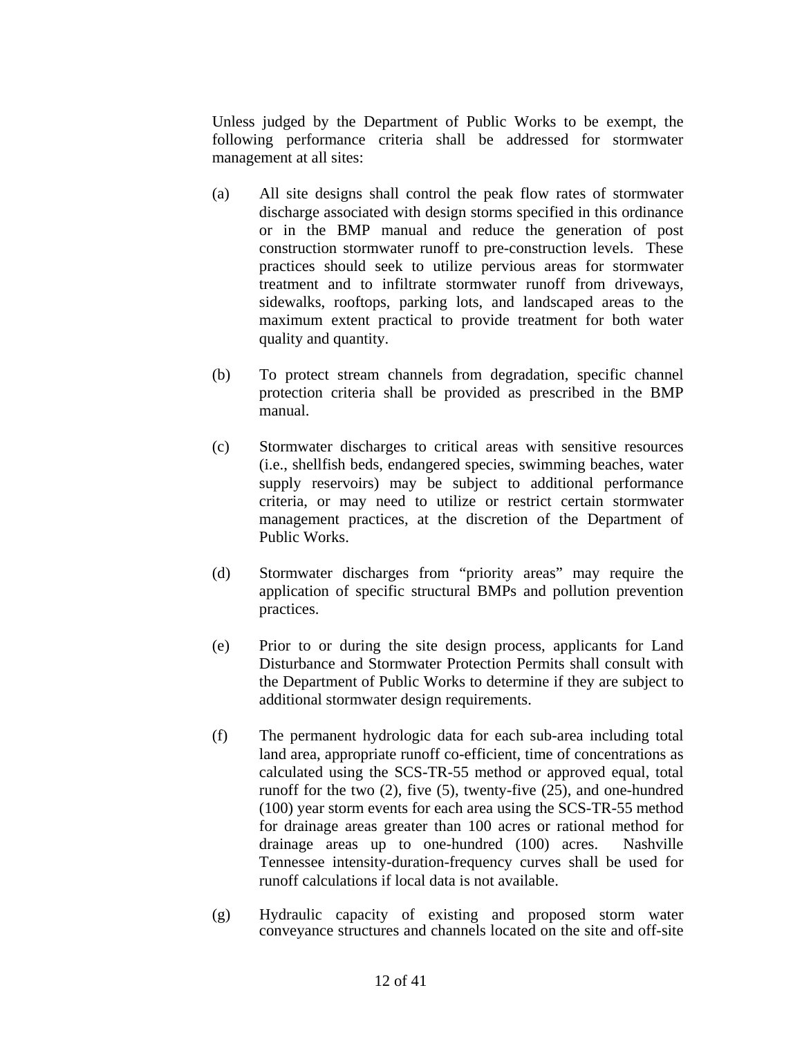Unless judged by the Department of Public Works to be exempt, the following performance criteria shall be addressed for stormwater management at all sites:

(a) All site designs shall control the peak flow rates of stormwater discharge associated with design storms specified in this ordinance or in the BMP manual and reduce the generation of post construction stormwater runoff to pre-construction levels. These practices should seek to utilize pervious areas for stormwater treatment and to infiltrate stormwater runoff from driveways, sidewalks, rooftops, parking lots, and landscaped areas to the maximum extent practical to provide treatment for both water quality and quantity.

(b) To protect stream channels from degradation, specific channel protection criteria shall be provided as prescribed in the BMP manual.

(c) Stormwater discharges to critical areas with sensitive resources (i.e., shellfish beds, endangered species, swimming beaches, water supply reservoirs) may be subject to additional performance criteria, or may need to utilize or restrict certain stormwater management practices, at the discretion of the Department of Public Works.

(d) Stormwater discharges from "priority areas" may require the application of specific structural BMPs and pollution prevention practices.

(e) Prior to or during the site design process, applicants for Land Disturbance and Stormwater Protection Permits shall consult with the Department of Public Works to determine if they are subject to additional stormwater design requirements.

(f) The permanent hydrologic data for each sub-area including total land area, appropriate runoff co-efficient, time of concentrations as calculated using the SCS-TR-55 method or approved equal, total runoff for the two (2), five (5), twenty-five (25), and one-hundred (100) year storm events for each area using the SCS-TR-55 method for drainage areas greater than 100 acres or rational method for drainage areas up to one-hundred (100) acres. Nashville Tennessee intensity-duration-frequency curves shall be used for runoff calculations if local data is not available.

(g) Hydraulic capacity of existing and proposed storm water conveyance structures and channels located on the site and off-site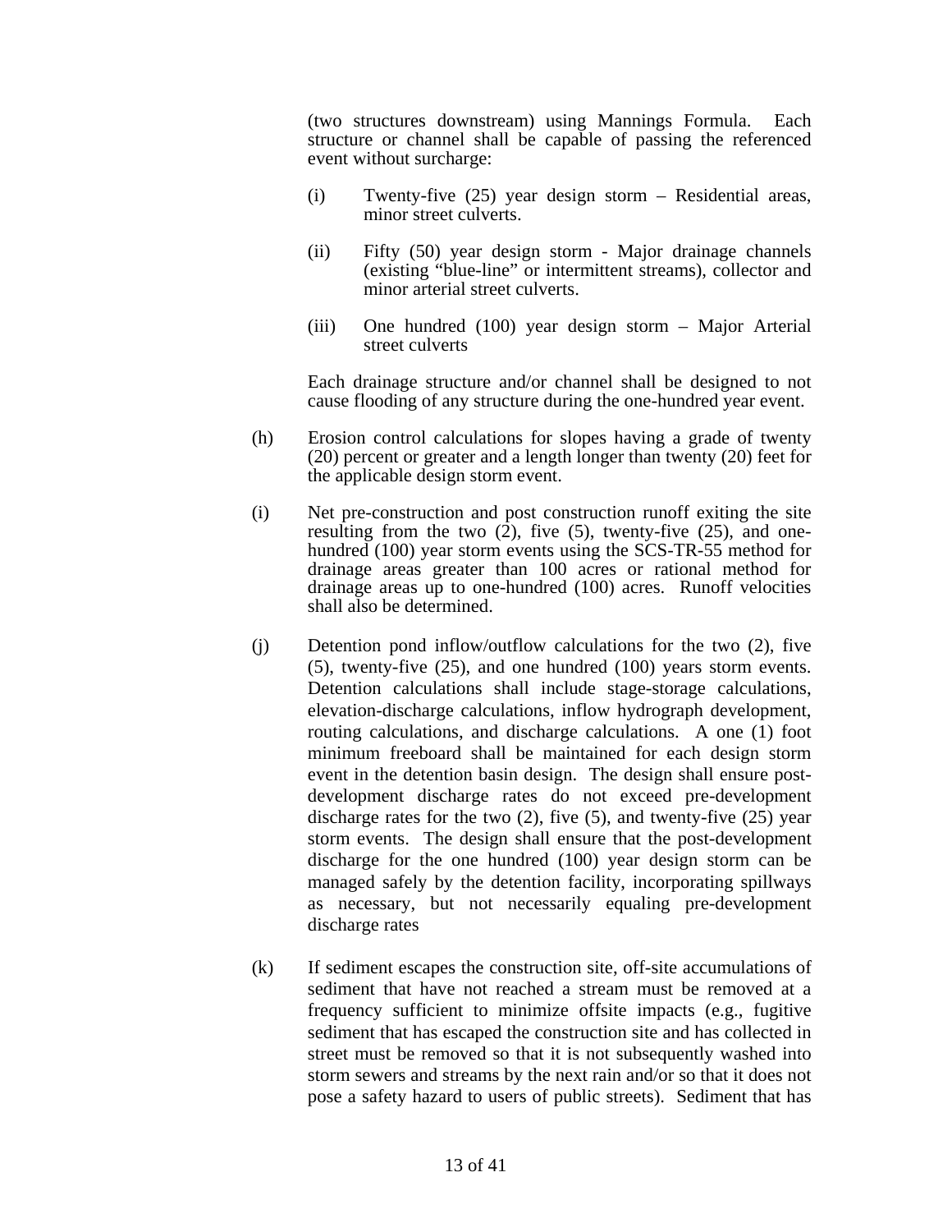(two structures downstream) using Mannings Formula. Each structure or channel shall be capable of passing the referenced event without surcharge:

(i) Twenty-five (25) year design storm – Residential areas, minor street culverts.

(ii) Fifty (50) year design storm - Major drainage channels (existing "blue-line" or intermittent streams), collector and minor arterial street culverts.

(iii) One hundred (100) year design storm – Major Arterial street culverts

Each drainage structure and/or channel shall be designed to not cause flooding of any structure during the one-hundred year event.

(h) Erosion control calculations for slopes having a grade of twenty (20) percent or greater and a length longer than twenty (20) feet for the applicable design storm event.

(i) Net pre-construction and post construction runoff exiting the site resulting from the two (2), five (5), twenty-five (25), and one-hundred (100) year storm events using the SCS-TR-55 method for drainage areas greater than 100 acres or rational method for drainage areas up to one-hundred (100) acres. Runoff velocities shall also be determined.

(j) Detention pond inflow/outflow calculations for the two (2), five (5), twenty-five (25), and one hundred (100) years storm events. Detention calculations shall include stage-storage calculations, elevation-discharge calculations, inflow hydrograph development, routing calculations, and discharge calculations. A one (1) foot minimum freeboard shall be maintained for each design storm event in the detention basin design. The design shall ensure post-development discharge rates do not exceed pre-development discharge rates for the two (2), five (5), and twenty-five (25) year storm events. The design shall ensure that the post-development discharge for the one hundred (100) year design storm can be managed safely by the detention facility, incorporating spillways as necessary, but not necessarily equaling pre-development discharge rates

(k) If sediment escapes the construction site, off-site accumulations of sediment that have not reached a stream must be removed at a frequency sufficient to minimize offsite impacts (e.g., fugitive sediment that has escaped the construction site and has collected in street must be removed so that it is not subsequently washed into storm sewers and streams by the next rain and/or so that it does not pose a safety hazard to users of public streets). Sediment that has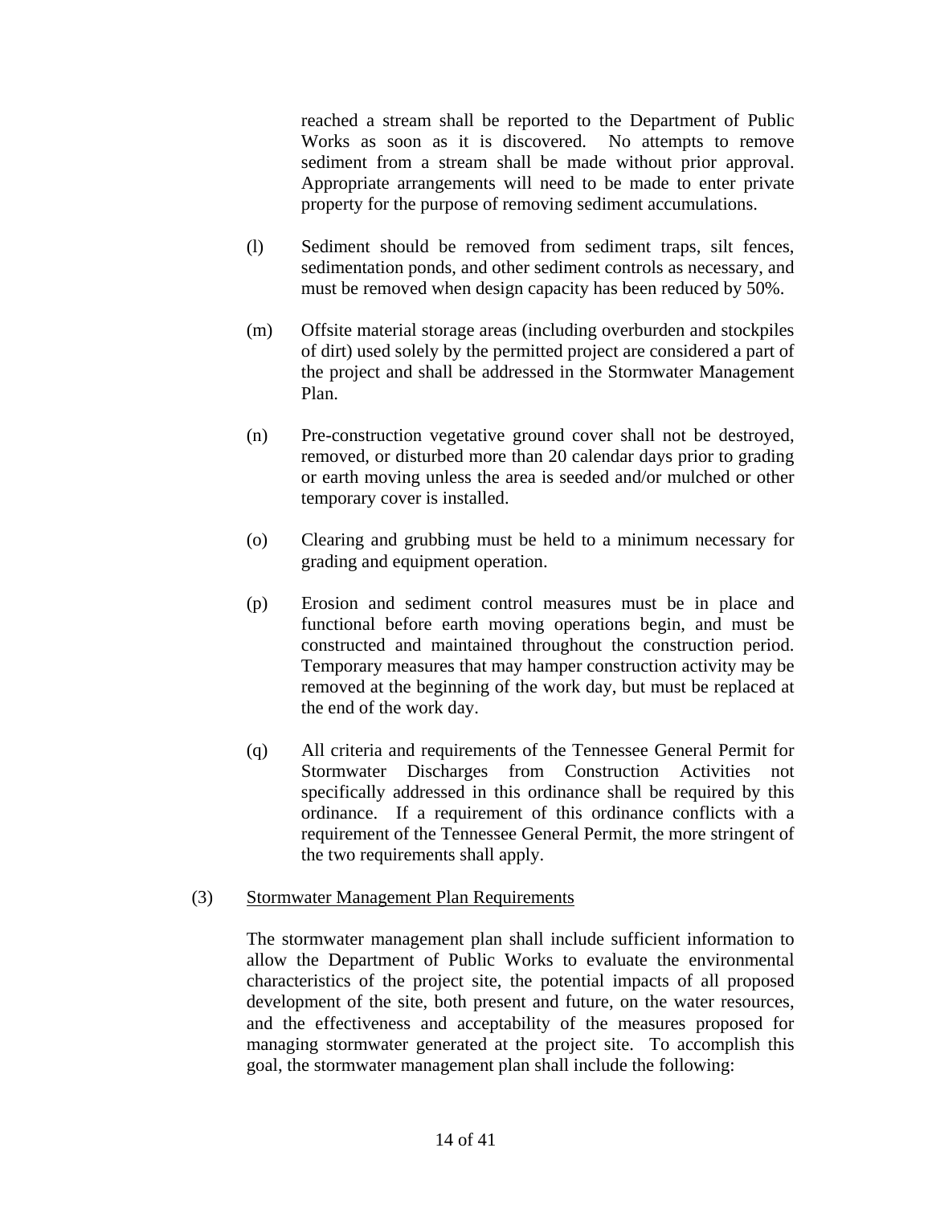reached a stream shall be reported to the Department of Public Works as soon as it is discovered. No attempts to remove sediment from a stream shall be made without prior approval. Appropriate arrangements will need to be made to enter private property for the purpose of removing sediment accumulations.

(l) Sediment should be removed from sediment traps, silt fences, sedimentation ponds, and other sediment controls as necessary, and must be removed when design capacity has been reduced by 50%.

(m) Offsite material storage areas (including overburden and stockpiles of dirt) used solely by the permitted project are considered a part of the project and shall be addressed in the Stormwater Management Plan.

(n) Pre-construction vegetative ground cover shall not be destroyed, removed, or disturbed more than 20 calendar days prior to grading or earth moving unless the area is seeded and/or mulched or other temporary cover is installed.

(o) Clearing and grubbing must be held to a minimum necessary for grading and equipment operation.

(p) Erosion and sediment control measures must be in place and functional before earth moving operations begin, and must be constructed and maintained throughout the construction period. Temporary measures that may hamper construction activity may be removed at the beginning of the work day, but must be replaced at the end of the work day.

(q) All criteria and requirements of the Tennessee General Permit for Stormwater Discharges from Construction Activities not specifically addressed in this ordinance shall be required by this ordinance. If a requirement of this ordinance conflicts with a requirement of the Tennessee General Permit, the more stringent of the two requirements shall apply.

(3) <u>Stormwater Management Plan Requirements</u>

The stormwater management plan shall include sufficient information to allow the Department of Public Works to evaluate the environmental characteristics of the project site, the potential impacts of all proposed development of the site, both present and future, on the water resources, and the effectiveness and acceptability of the measures proposed for managing stormwater generated at the project site. To accomplish this goal, the stormwater management plan shall include the following: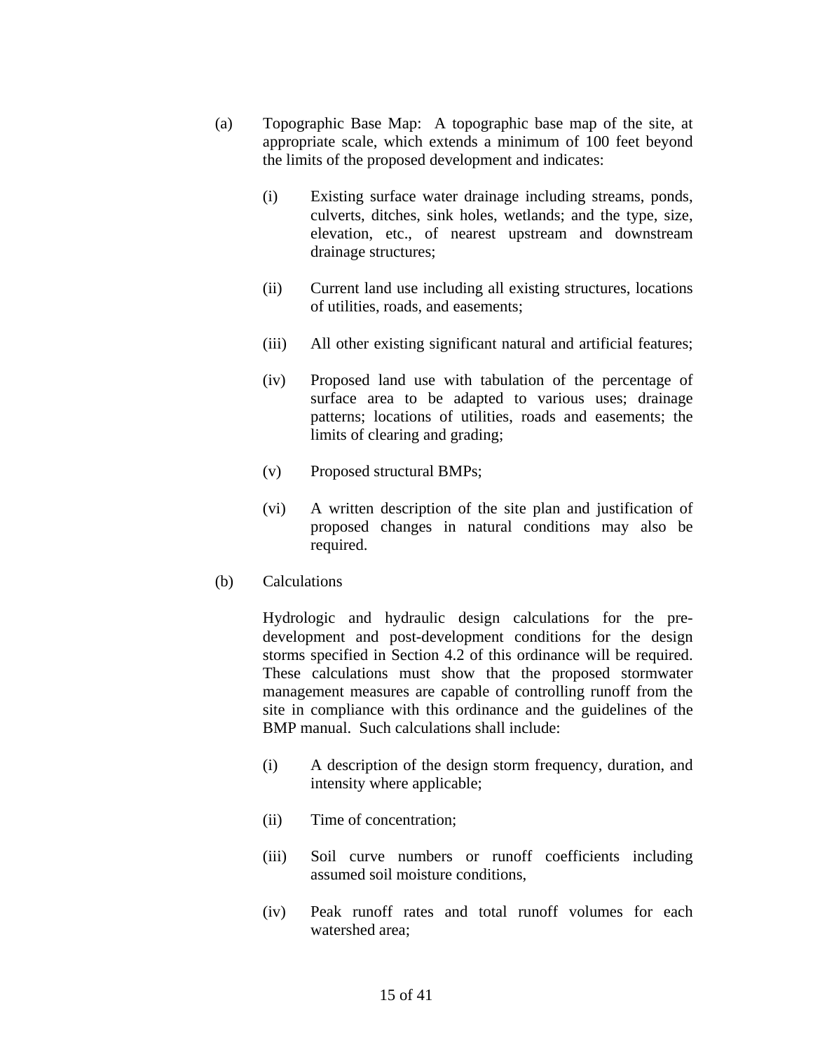(a) Topographic Base Map: A topographic base map of the site, at appropriate scale, which extends a minimum of 100 feet beyond the limits of the proposed development and indicates:

   (i) Existing surface water drainage including streams, ponds, culverts, ditches, sink holes, wetlands; and the type, size, elevation, etc., of nearest upstream and downstream drainage structures;

   (ii) Current land use including all existing structures, locations of utilities, roads, and easements;

   (iii) All other existing significant natural and artificial features;

   (iv) Proposed land use with tabulation of the percentage of surface area to be adapted to various uses; drainage patterns; locations of utilities, roads and easements; the limits of clearing and grading;

   (v) Proposed structural BMPs;

   (vi) A written description of the site plan and justification of proposed changes in natural conditions may also be required.

(b) Calculations

   Hydrologic and hydraulic design calculations for the pre-development and post-development conditions for the design storms specified in Section 4.2 of this ordinance will be required. These calculations must show that the proposed stormwater management measures are capable of controlling runoff from the site in compliance with this ordinance and the guidelines of the BMP manual. Such calculations shall include:

   (i) A description of the design storm frequency, duration, and intensity where applicable;

   (ii) Time of concentration;

   (iii) Soil curve numbers or runoff coefficients including assumed soil moisture conditions,

   (iv) Peak runoff rates and total runoff volumes for each watershed area;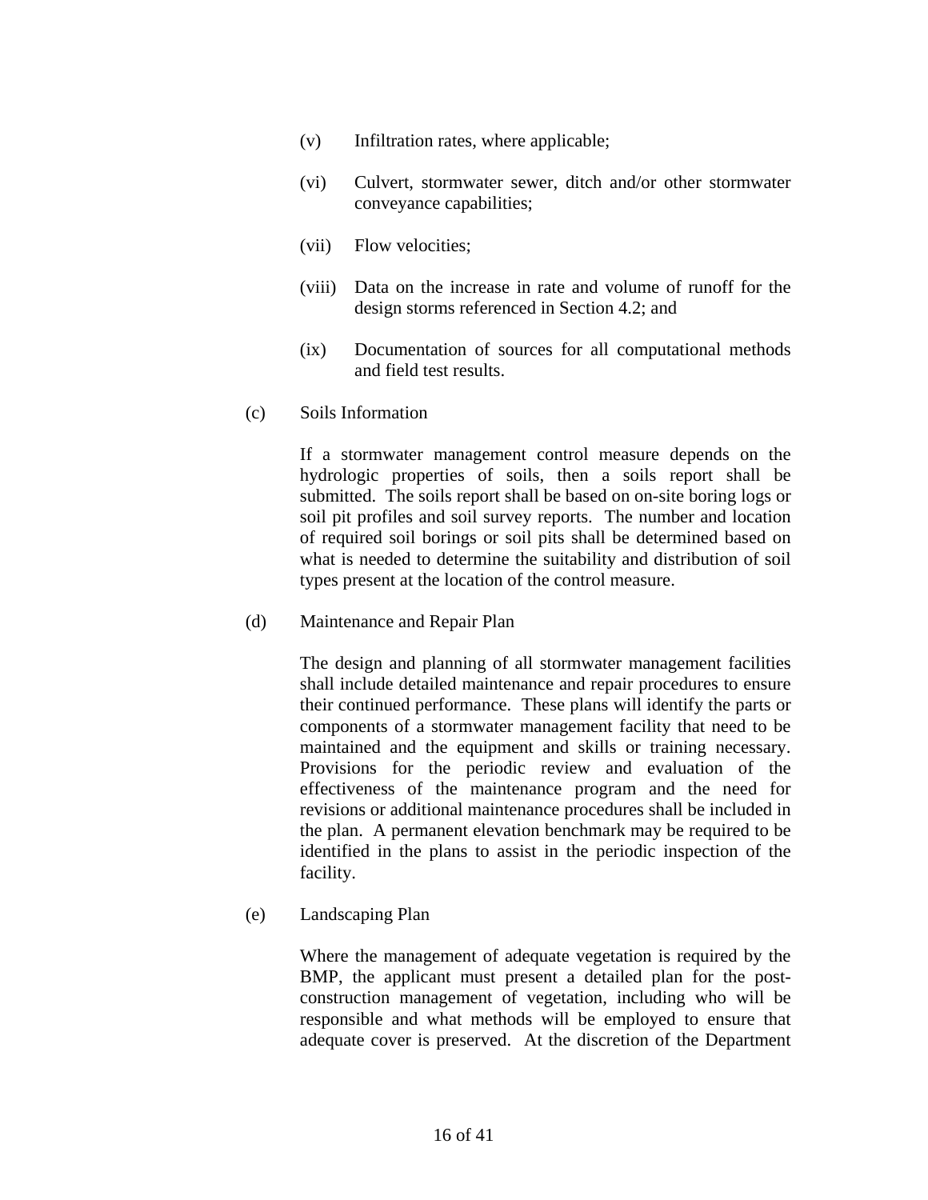(v) Infiltration rates, where applicable;

(vi) Culvert, stormwater sewer, ditch and/or other stormwater conveyance capabilities;

(vii) Flow velocities;

(viii) Data on the increase in rate and volume of runoff for the design storms referenced in Section 4.2; and

(ix) Documentation of sources for all computational methods and field test results.

(c) Soils Information

If a stormwater management control measure depends on the hydrologic properties of soils, then a soils report shall be submitted. The soils report shall be based on on-site boring logs or soil pit profiles and soil survey reports. The number and location of required soil borings or soil pits shall be determined based on what is needed to determine the suitability and distribution of soil types present at the location of the control measure.

(d) Maintenance and Repair Plan

The design and planning of all stormwater management facilities shall include detailed maintenance and repair procedures to ensure their continued performance. These plans will identify the parts or components of a stormwater management facility that need to be maintained and the equipment and skills or training necessary. Provisions for the periodic review and evaluation of the effectiveness of the maintenance program and the need for revisions or additional maintenance procedures shall be included in the plan. A permanent elevation benchmark may be required to be identified in the plans to assist in the periodic inspection of the facility.

(e) Landscaping Plan

Where the management of adequate vegetation is required by the BMP, the applicant must present a detailed plan for the post-construction management of vegetation, including who will be responsible and what methods will be employed to ensure that adequate cover is preserved. At the discretion of the Department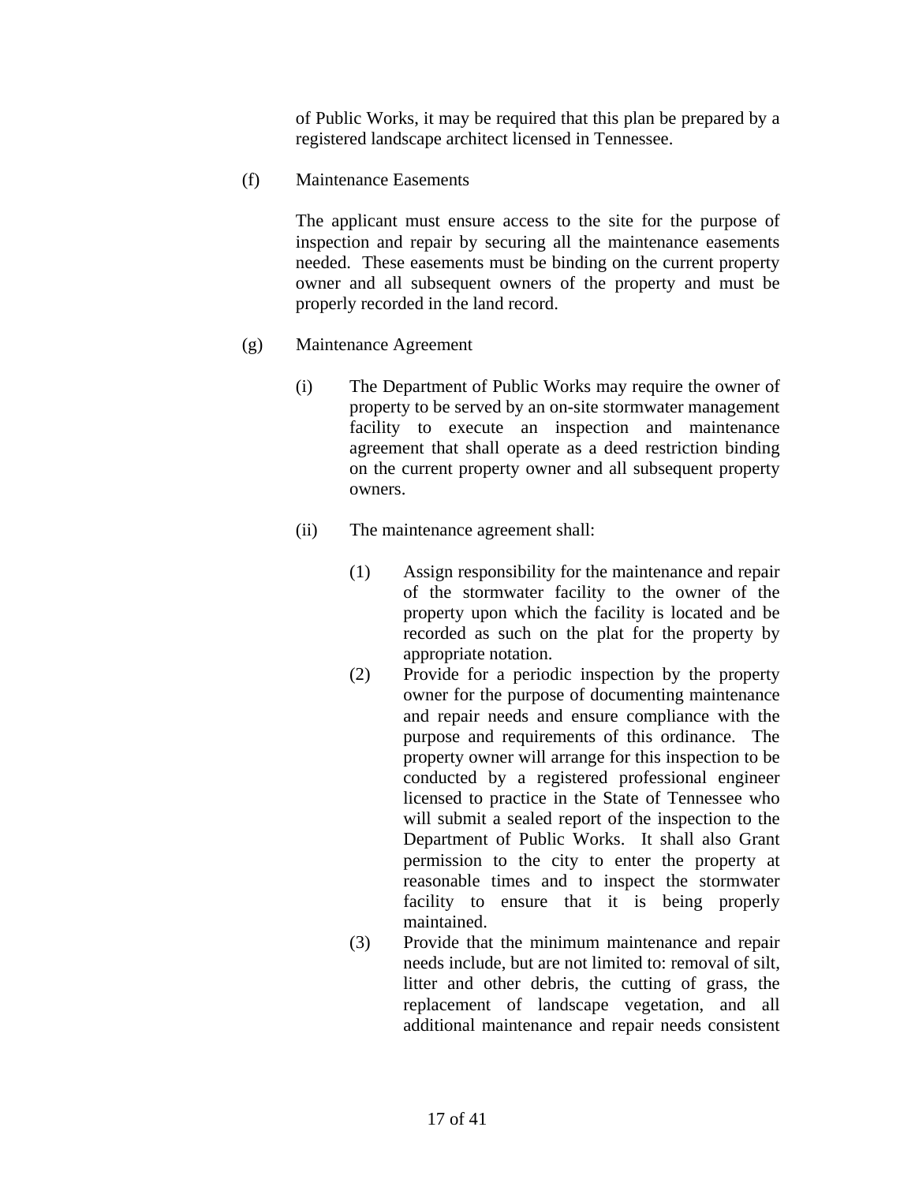of Public Works, it may be required that this plan be prepared by a registered landscape architect licensed in Tennessee.

(f) Maintenance Easements

The applicant must ensure access to the site for the purpose of inspection and repair by securing all the maintenance easements needed. These easements must be binding on the current property owner and all subsequent owners of the property and must be properly recorded in the land record.

(g) Maintenance Agreement

(i) The Department of Public Works may require the owner of property to be served by an on-site stormwater management facility to execute an inspection and maintenance agreement that shall operate as a deed restriction binding on the current property owner and all subsequent property owners.

(ii) The maintenance agreement shall:

(1) Assign responsibility for the maintenance and repair of the stormwater facility to the owner of the property upon which the facility is located and be recorded as such on the plat for the property by appropriate notation.

(2) Provide for a periodic inspection by the property owner for the purpose of documenting maintenance and repair needs and ensure compliance with the purpose and requirements of this ordinance. The property owner will arrange for this inspection to be conducted by a registered professional engineer licensed to practice in the State of Tennessee who will submit a sealed report of the inspection to the Department of Public Works. It shall also Grant permission to the city to enter the property at reasonable times and to inspect the stormwater facility to ensure that it is being properly maintained.

(3) Provide that the minimum maintenance and repair needs include, but are not limited to: removal of silt, litter and other debris, the cutting of grass, the replacement of landscape vegetation, and all additional maintenance and repair needs consistent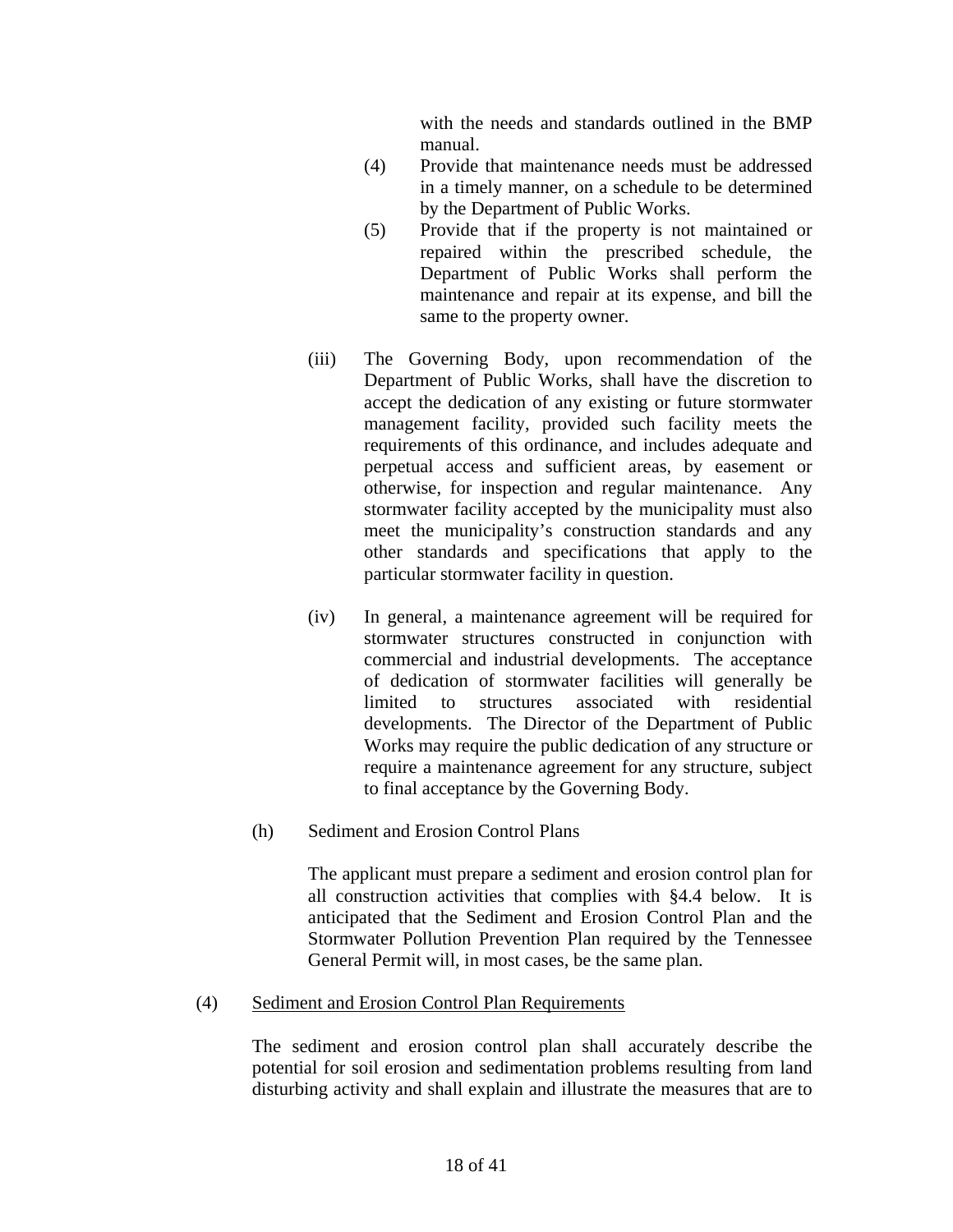with the needs and standards outlined in the BMP manual.

(4) Provide that maintenance needs must be addressed in a timely manner, on a schedule to be determined by the Department of Public Works.

(5) Provide that if the property is not maintained or repaired within the prescribed schedule, the Department of Public Works shall perform the maintenance and repair at its expense, and bill the same to the property owner.

(iii) The Governing Body, upon recommendation of the Department of Public Works, shall have the discretion to accept the dedication of any existing or future stormwater management facility, provided such facility meets the requirements of this ordinance, and includes adequate and perpetual access and sufficient areas, by easement or otherwise, for inspection and regular maintenance. Any stormwater facility accepted by the municipality must also meet the municipality's construction standards and any other standards and specifications that apply to the particular stormwater facility in question.

(iv) In general, a maintenance agreement will be required for stormwater structures constructed in conjunction with commercial and industrial developments. The acceptance of dedication of stormwater facilities will generally be limited to structures associated with residential developments. The Director of the Department of Public Works may require the public dedication of any structure or require a maintenance agreement for any structure, subject to final acceptance by the Governing Body.

(h) Sediment and Erosion Control Plans

The applicant must prepare a sediment and erosion control plan for all construction activities that complies with §4.4 below. It is anticipated that the Sediment and Erosion Control Plan and the Stormwater Pollution Prevention Plan required by the Tennessee General Permit will, in most cases, be the same plan.

(4) <u>Sediment and Erosion Control Plan Requirements</u>

The sediment and erosion control plan shall accurately describe the potential for soil erosion and sedimentation problems resulting from land disturbing activity and shall explain and illustrate the measures that are to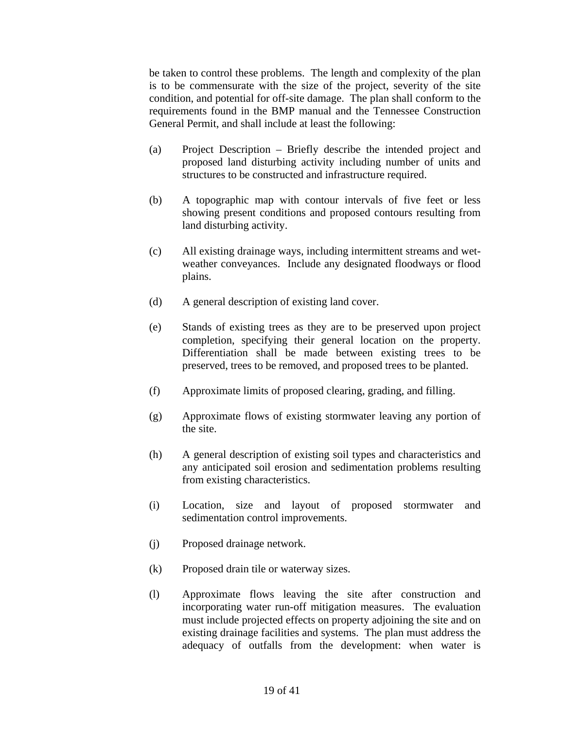be taken to control these problems. The length and complexity of the plan is to be commensurate with the size of the project, severity of the site condition, and potential for off-site damage. The plan shall conform to the requirements found in the BMP manual and the Tennessee Construction General Permit, and shall include at least the following:

(a) Project Description – Briefly describe the intended project and proposed land disturbing activity including number of units and structures to be constructed and infrastructure required.

(b) A topographic map with contour intervals of five feet or less showing present conditions and proposed contours resulting from land disturbing activity.

(c) All existing drainage ways, including intermittent streams and wet-weather conveyances. Include any designated floodways or flood plains.

(d) A general description of existing land cover.

(e) Stands of existing trees as they are to be preserved upon project completion, specifying their general location on the property. Differentiation shall be made between existing trees to be preserved, trees to be removed, and proposed trees to be planted.

(f) Approximate limits of proposed clearing, grading, and filling.

(g) Approximate flows of existing stormwater leaving any portion of the site.

(h) A general description of existing soil types and characteristics and any anticipated soil erosion and sedimentation problems resulting from existing characteristics.

(i) Location, size and layout of proposed stormwater and sedimentation control improvements.

(j) Proposed drainage network.

(k) Proposed drain tile or waterway sizes.

(l) Approximate flows leaving the site after construction and incorporating water run-off mitigation measures. The evaluation must include projected effects on property adjoining the site and on existing drainage facilities and systems. The plan must address the adequacy of outfalls from the development: when water is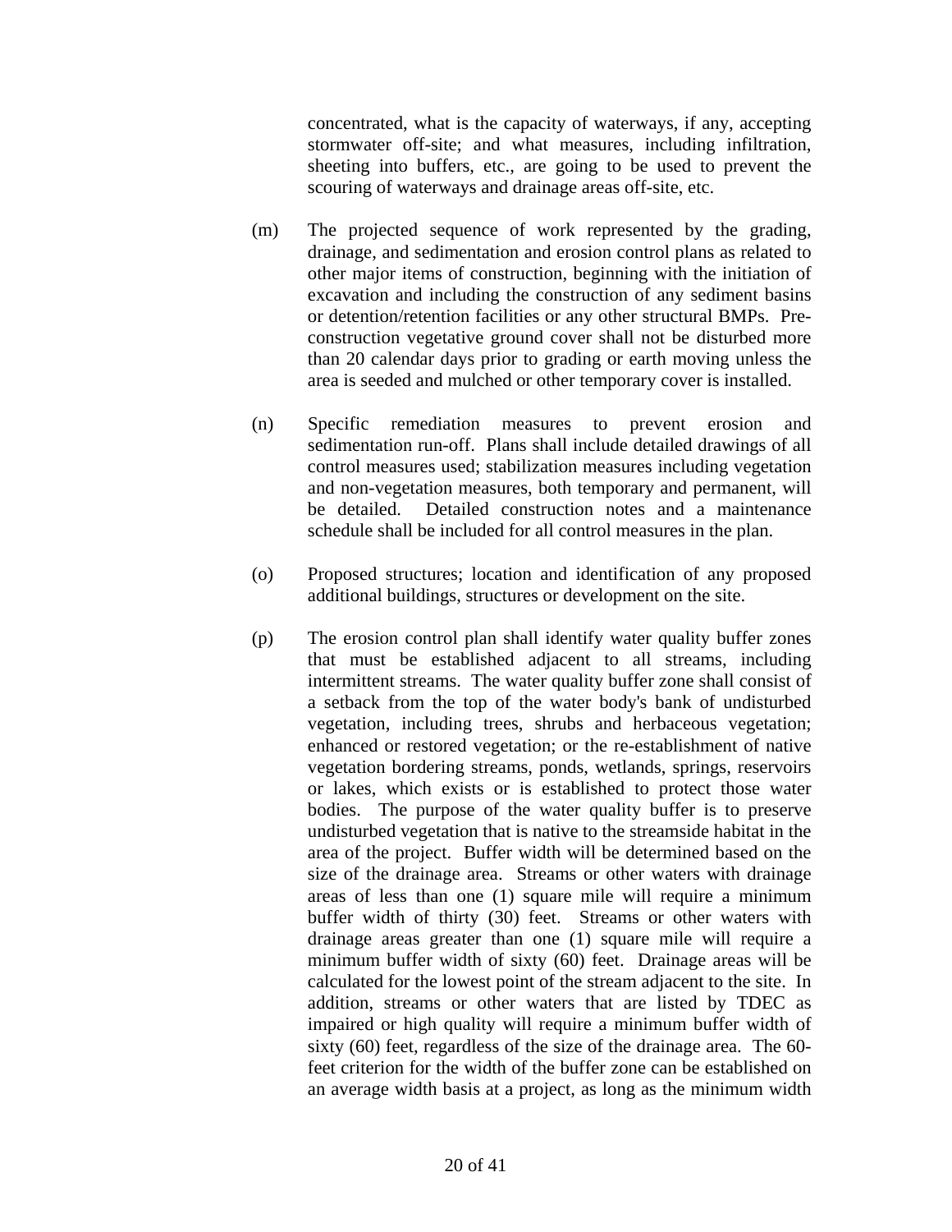concentrated, what is the capacity of waterways, if any, accepting stormwater off-site; and what measures, including infiltration, sheeting into buffers, etc., are going to be used to prevent the scouring of waterways and drainage areas off-site, etc.

(m) The projected sequence of work represented by the grading, drainage, and sedimentation and erosion control plans as related to other major items of construction, beginning with the initiation of excavation and including the construction of any sediment basins or detention/retention facilities or any other structural BMPs. Pre-construction vegetative ground cover shall not be disturbed more than 20 calendar days prior to grading or earth moving unless the area is seeded and mulched or other temporary cover is installed.

(n) Specific remediation measures to prevent erosion and sedimentation run-off. Plans shall include detailed drawings of all control measures used; stabilization measures including vegetation and non-vegetation measures, both temporary and permanent, will be detailed. Detailed construction notes and a maintenance schedule shall be included for all control measures in the plan.

(o) Proposed structures; location and identification of any proposed additional buildings, structures or development on the site.

(p) The erosion control plan shall identify water quality buffer zones that must be established adjacent to all streams, including intermittent streams. The water quality buffer zone shall consist of a setback from the top of the water body's bank of undisturbed vegetation, including trees, shrubs and herbaceous vegetation; enhanced or restored vegetation; or the re-establishment of native vegetation bordering streams, ponds, wetlands, springs, reservoirs or lakes, which exists or is established to protect those water bodies. The purpose of the water quality buffer is to preserve undisturbed vegetation that is native to the streamside habitat in the area of the project. Buffer width will be determined based on the size of the drainage area. Streams or other waters with drainage areas of less than one (1) square mile will require a minimum buffer width of thirty (30) feet. Streams or other waters with drainage areas greater than one (1) square mile will require a minimum buffer width of sixty (60) feet. Drainage areas will be calculated for the lowest point of the stream adjacent to the site. In addition, streams or other waters that are listed by TDEC as impaired or high quality will require a minimum buffer width of sixty (60) feet, regardless of the size of the drainage area. The 60-feet criterion for the width of the buffer zone can be established on an average width basis at a project, as long as the minimum width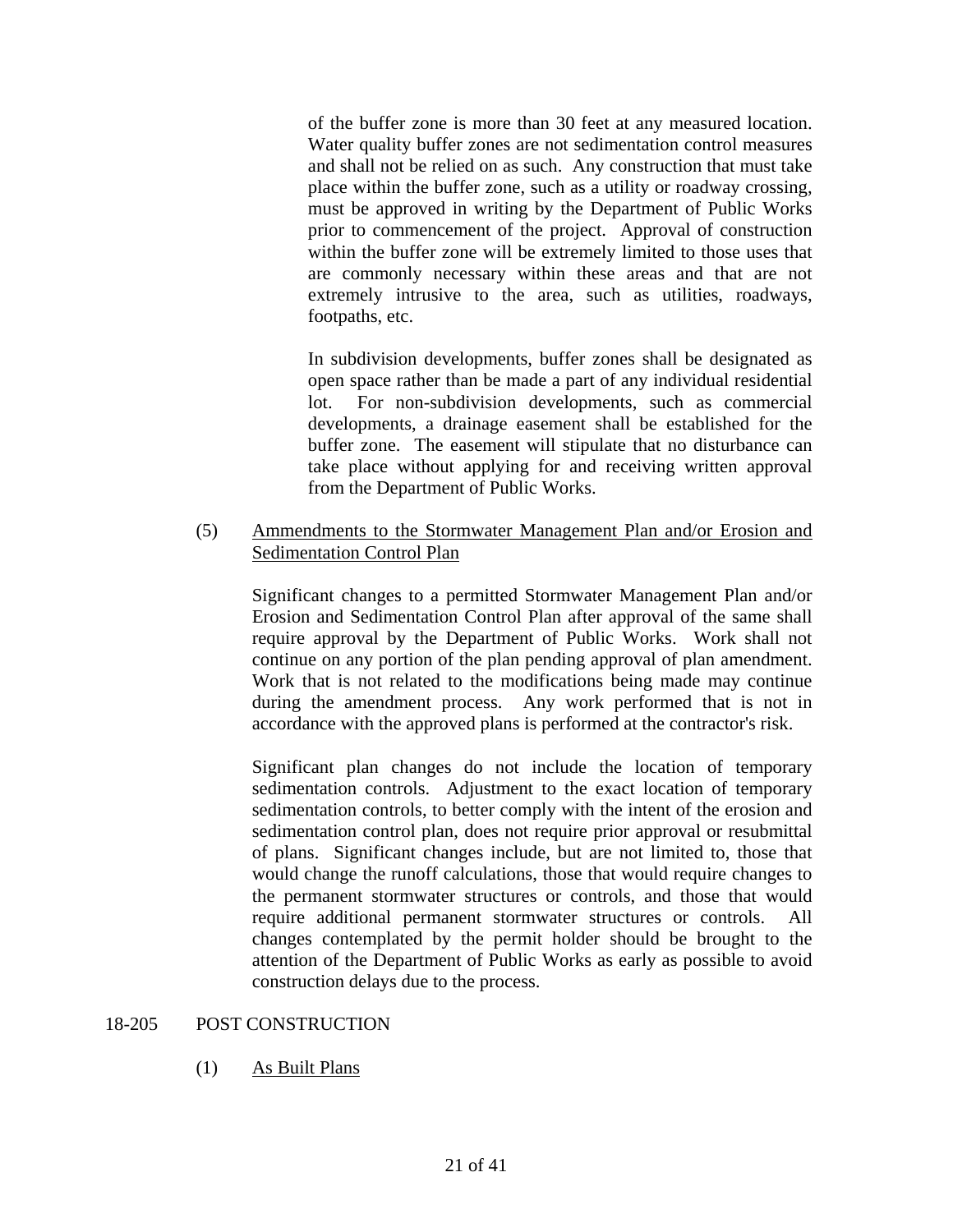of the buffer zone is more than 30 feet at any measured location. Water quality buffer zones are not sedimentation control measures and shall not be relied on as such. Any construction that must take place within the buffer zone, such as a utility or roadway crossing, must be approved in writing by the Department of Public Works prior to commencement of the project. Approval of construction within the buffer zone will be extremely limited to those uses that are commonly necessary within these areas and that are not extremely intrusive to the area, such as utilities, roadways, footpaths, etc.

In subdivision developments, buffer zones shall be designated as open space rather than be made a part of any individual residential lot. For non-subdivision developments, such as commercial developments, a drainage easement shall be established for the buffer zone. The easement will stipulate that no disturbance can take place without applying for and receiving written approval from the Department of Public Works.

(5) Ammendments to the Stormwater Management Plan and/or Erosion and Sedimentation Control Plan

Significant changes to a permitted Stormwater Management Plan and/or Erosion and Sedimentation Control Plan after approval of the same shall require approval by the Department of Public Works. Work shall not continue on any portion of the plan pending approval of plan amendment. Work that is not related to the modifications being made may continue during the amendment process. Any work performed that is not in accordance with the approved plans is performed at the contractor's risk.

Significant plan changes do not include the location of temporary sedimentation controls. Adjustment to the exact location of temporary sedimentation controls, to better comply with the intent of the erosion and sedimentation control plan, does not require prior approval or resubmittal of plans. Significant changes include, but are not limited to, those that would change the runoff calculations, those that would require changes to the permanent stormwater structures or controls, and those that would require additional permanent stormwater structures or controls. All changes contemplated by the permit holder should be brought to the attention of the Department of Public Works as early as possible to avoid construction delays due to the process.

## 18-205 POST CONSTRUCTION

(1) As Built Plans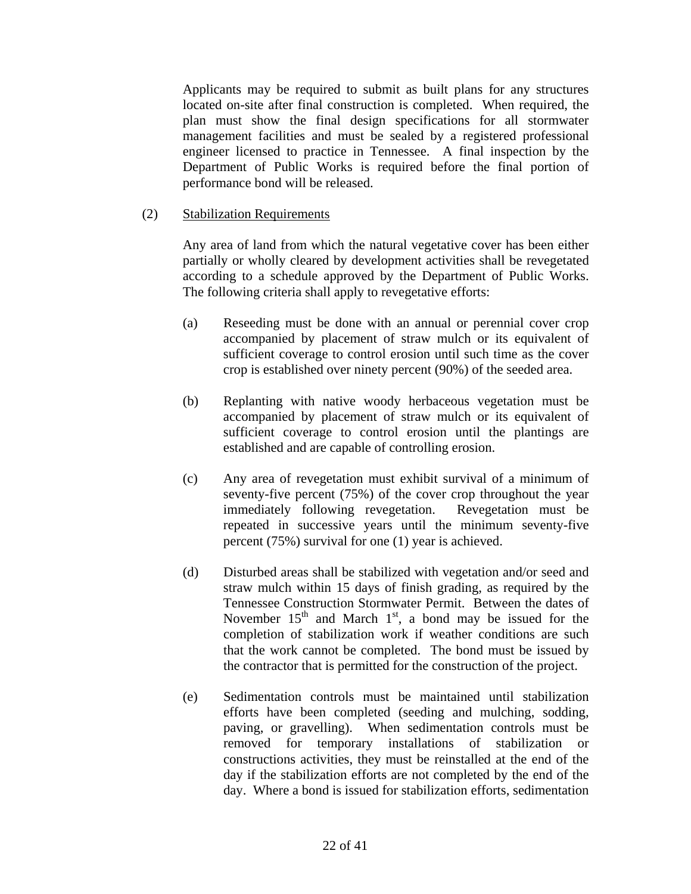Applicants may be required to submit as built plans for any structures located on-site after final construction is completed. When required, the plan must show the final design specifications for all stormwater management facilities and must be sealed by a registered professional engineer licensed to practice in Tennessee. A final inspection by the Department of Public Works is required before the final portion of performance bond will be released.

(2) Stabilization Requirements

Any area of land from which the natural vegetative cover has been either partially or wholly cleared by development activities shall be revegetated according to a schedule approved by the Department of Public Works. The following criteria shall apply to revegetative efforts:

(a) Reseeding must be done with an annual or perennial cover crop accompanied by placement of straw mulch or its equivalent of sufficient coverage to control erosion until such time as the cover crop is established over ninety percent (90%) of the seeded area.

(b) Replanting with native woody herbaceous vegetation must be accompanied by placement of straw mulch or its equivalent of sufficient coverage to control erosion until the plantings are established and are capable of controlling erosion.

(c) Any area of revegetation must exhibit survival of a minimum of seventy-five percent (75%) of the cover crop throughout the year immediately following revegetation. Revegetation must be repeated in successive years until the minimum seventy-five percent (75%) survival for one (1) year is achieved.

(d) Disturbed areas shall be stabilized with vegetation and/or seed and straw mulch within 15 days of finish grading, as required by the Tennessee Construction Stormwater Permit. Between the dates of November 15th and March 1st, a bond may be issued for the completion of stabilization work if weather conditions are such that the work cannot be completed. The bond must be issued by the contractor that is permitted for the construction of the project.

(e) Sedimentation controls must be maintained until stabilization efforts have been completed (seeding and mulching, sodding, paving, or gravelling). When sedimentation controls must be removed for temporary installations of stabilization or constructions activities, they must be reinstalled at the end of the day if the stabilization efforts are not completed by the end of the day. Where a bond is issued for stabilization efforts, sedimentation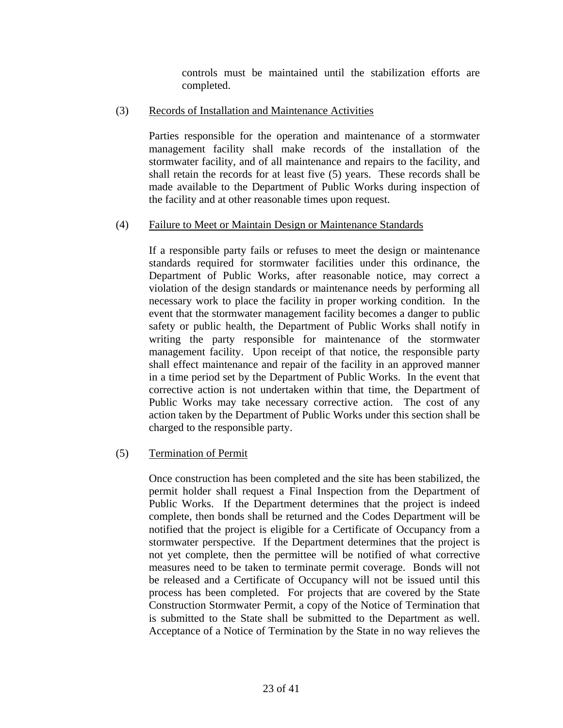controls must be maintained until the stabilization efforts are completed.

(3) Records of Installation and Maintenance Activities

Parties responsible for the operation and maintenance of a stormwater management facility shall make records of the installation of the stormwater facility, and of all maintenance and repairs to the facility, and shall retain the records for at least five (5) years. These records shall be made available to the Department of Public Works during inspection of the facility and at other reasonable times upon request.

(4) Failure to Meet or Maintain Design or Maintenance Standards

If a responsible party fails or refuses to meet the design or maintenance standards required for stormwater facilities under this ordinance, the Department of Public Works, after reasonable notice, may correct a violation of the design standards or maintenance needs by performing all necessary work to place the facility in proper working condition. In the event that the stormwater management facility becomes a danger to public safety or public health, the Department of Public Works shall notify in writing the party responsible for maintenance of the stormwater management facility. Upon receipt of that notice, the responsible party shall effect maintenance and repair of the facility in an approved manner in a time period set by the Department of Public Works. In the event that corrective action is not undertaken within that time, the Department of Public Works may take necessary corrective action. The cost of any action taken by the Department of Public Works under this section shall be charged to the responsible party.

(5) Termination of Permit

Once construction has been completed and the site has been stabilized, the permit holder shall request a Final Inspection from the Department of Public Works. If the Department determines that the project is indeed complete, then bonds shall be returned and the Codes Department will be notified that the project is eligible for a Certificate of Occupancy from a stormwater perspective. If the Department determines that the project is not yet complete, then the permittee will be notified of what corrective measures need to be taken to terminate permit coverage. Bonds will not be released and a Certificate of Occupancy will not be issued until this process has been completed. For projects that are covered by the State Construction Stormwater Permit, a copy of the Notice of Termination that is submitted to the State shall be submitted to the Department as well. Acceptance of a Notice of Termination by the State in no way relieves the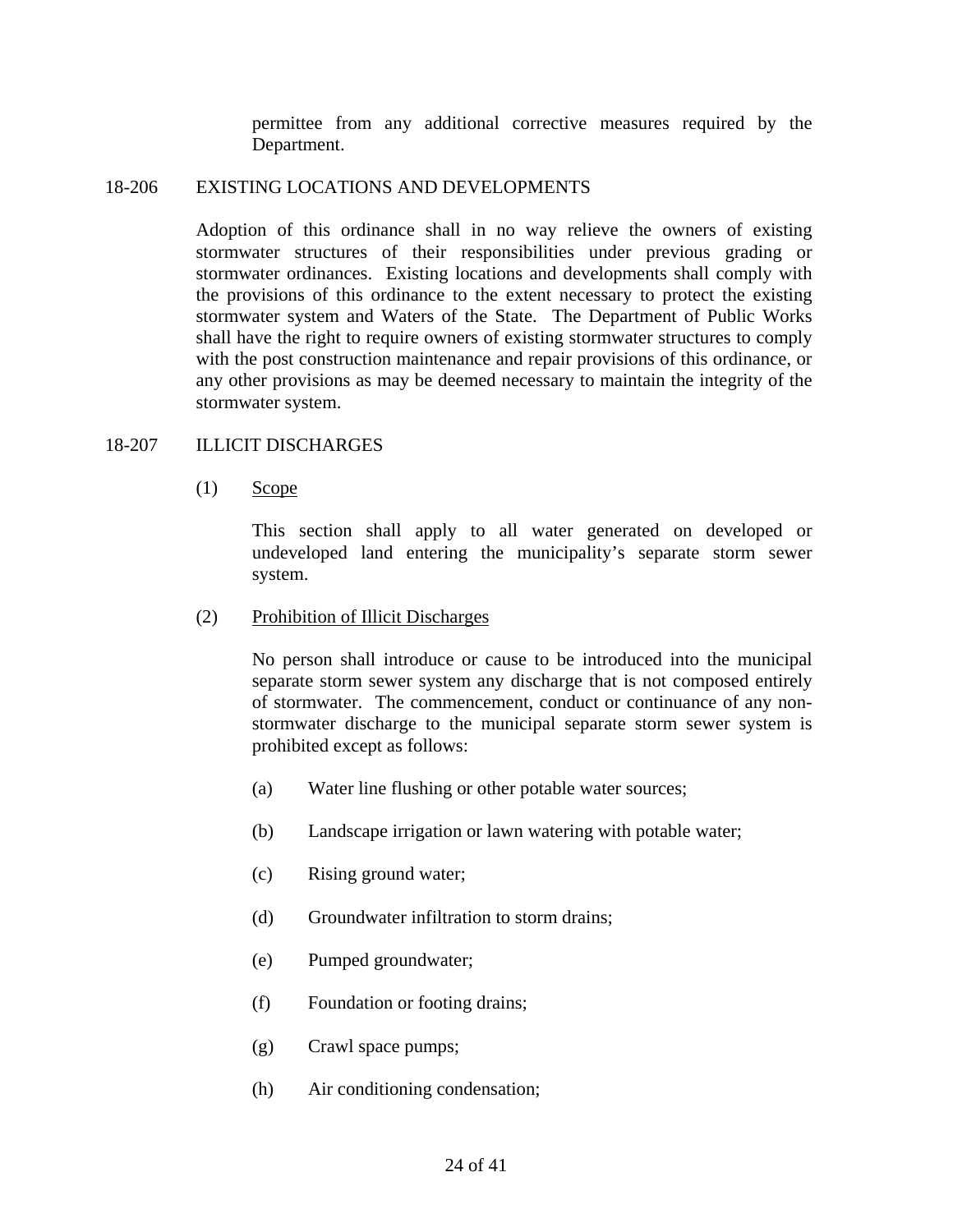permittee from any additional corrective measures required by the Department.

## 18-206 EXISTING LOCATIONS AND DEVELOPMENTS

Adoption of this ordinance shall in no way relieve the owners of existing stormwater structures of their responsibilities under previous grading or stormwater ordinances. Existing locations and developments shall comply with the provisions of this ordinance to the extent necessary to protect the existing stormwater system and Waters of the State. The Department of Public Works shall have the right to require owners of existing stormwater structures to comply with the post construction maintenance and repair provisions of this ordinance, or any other provisions as may be deemed necessary to maintain the integrity of the stormwater system.

## 18-207 ILLICIT DISCHARGES

(1) Scope

This section shall apply to all water generated on developed or undeveloped land entering the municipality's separate storm sewer system.

(2) Prohibition of Illicit Discharges

No person shall introduce or cause to be introduced into the municipal separate storm sewer system any discharge that is not composed entirely of stormwater. The commencement, conduct or continuance of any non-stormwater discharge to the municipal separate storm sewer system is prohibited except as follows:

(a) Water line flushing or other potable water sources;

(b) Landscape irrigation or lawn watering with potable water;

(c) Rising ground water;

(d) Groundwater infiltration to storm drains;

(e) Pumped groundwater;

(f) Foundation or footing drains;

(g) Crawl space pumps;

(h) Air conditioning condensation;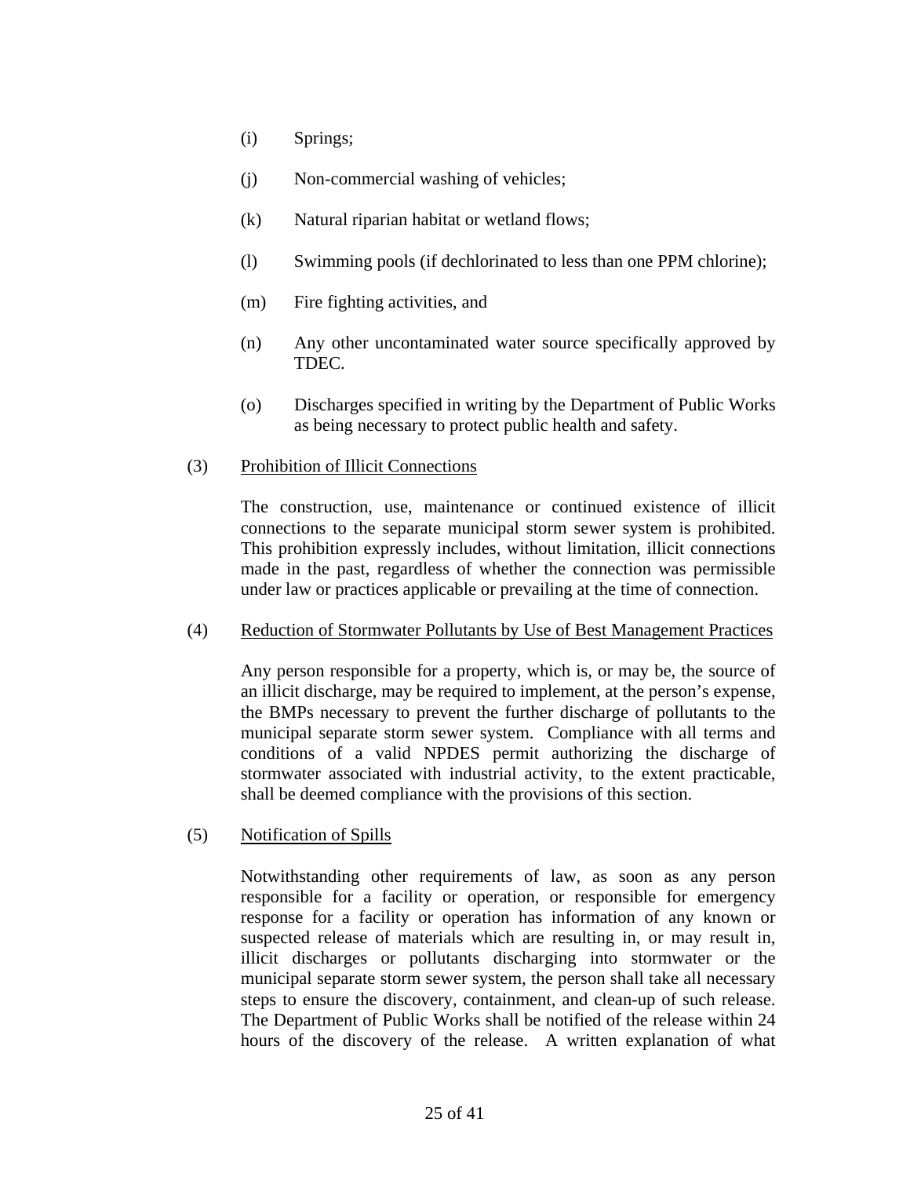(i) Springs;

(j) Non-commercial washing of vehicles;

(k) Natural riparian habitat or wetland flows;

(l) Swimming pools (if dechlorinated to less than one PPM chlorine);

(m) Fire fighting activities, and

(n) Any other uncontaminated water source specifically approved by TDEC.

(o) Discharges specified in writing by the Department of Public Works as being necessary to protect public health and safety.

(3) Prohibition of Illicit Connections

The construction, use, maintenance or continued existence of illicit connections to the separate municipal storm sewer system is prohibited. This prohibition expressly includes, without limitation, illicit connections made in the past, regardless of whether the connection was permissible under law or practices applicable or prevailing at the time of connection.

(4) Reduction of Stormwater Pollutants by Use of Best Management Practices

Any person responsible for a property, which is, or may be, the source of an illicit discharge, may be required to implement, at the person's expense, the BMPs necessary to prevent the further discharge of pollutants to the municipal separate storm sewer system. Compliance with all terms and conditions of a valid NPDES permit authorizing the discharge of stormwater associated with industrial activity, to the extent practicable, shall be deemed compliance with the provisions of this section.

(5) Notification of Spills

Notwithstanding other requirements of law, as soon as any person responsible for a facility or operation, or responsible for emergency response for a facility or operation has information of any known or suspected release of materials which are resulting in, or may result in, illicit discharges or pollutants discharging into stormwater or the municipal separate storm sewer system, the person shall take all necessary steps to ensure the discovery, containment, and clean-up of such release. The Department of Public Works shall be notified of the release within 24 hours of the discovery of the release. A written explanation of what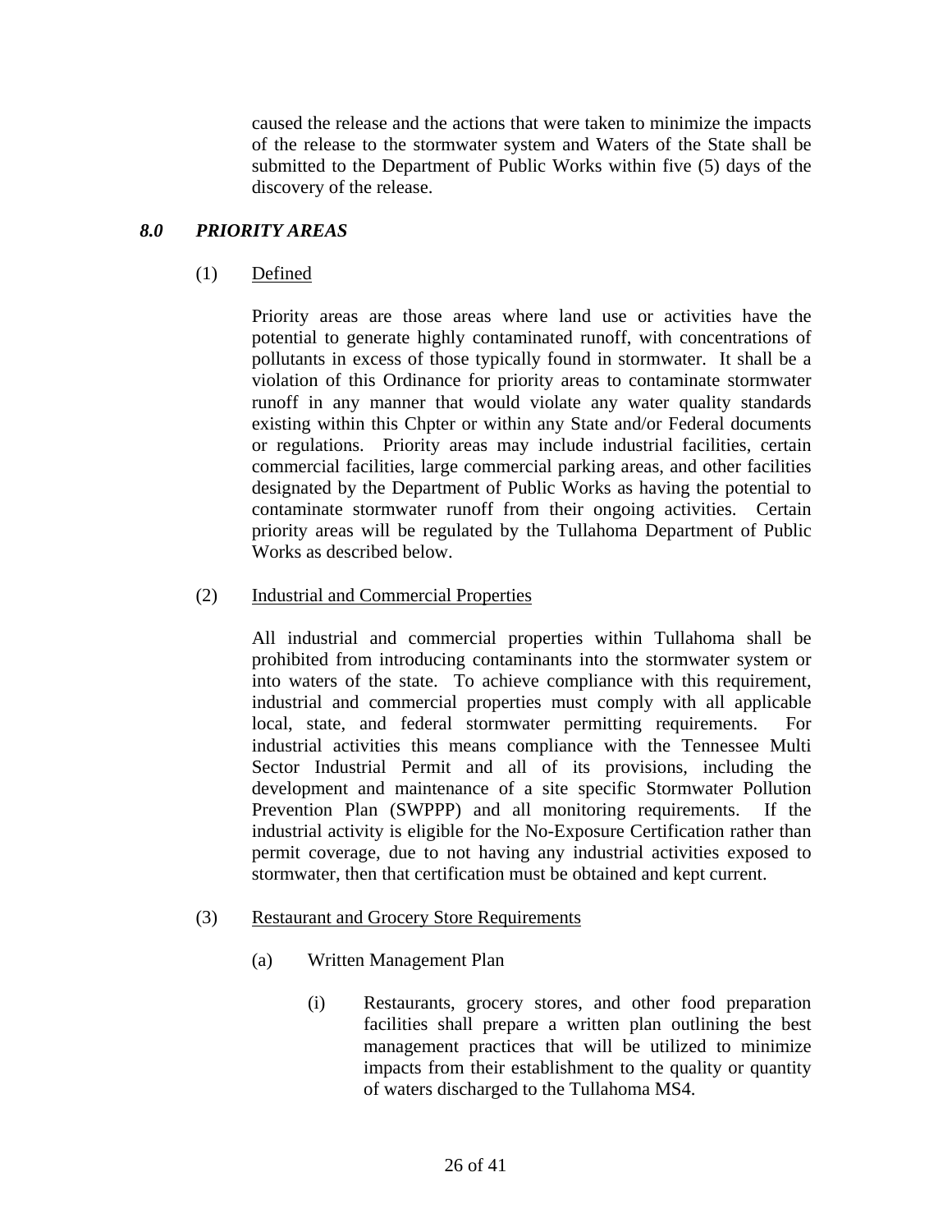caused the release and the actions that were taken to minimize the impacts of the release to the stormwater system and Waters of the State shall be submitted to the Department of Public Works within five (5) days of the discovery of the release.

## *8.0 PRIORITY AREAS*

(1) Defined

Priority areas are those areas where land use or activities have the potential to generate highly contaminated runoff, with concentrations of pollutants in excess of those typically found in stormwater. It shall be a violation of this Ordinance for priority areas to contaminate stormwater runoff in any manner that would violate any water quality standards existing within this Chpter or within any State and/or Federal documents or regulations. Priority areas may include industrial facilities, certain commercial facilities, large commercial parking areas, and other facilities designated by the Department of Public Works as having the potential to contaminate stormwater runoff from their ongoing activities. Certain priority areas will be regulated by the Tullahoma Department of Public Works as described below.

(2) Industrial and Commercial Properties

All industrial and commercial properties within Tullahoma shall be prohibited from introducing contaminants into the stormwater system or into waters of the state. To achieve compliance with this requirement, industrial and commercial properties must comply with all applicable local, state, and federal stormwater permitting requirements. For industrial activities this means compliance with the Tennessee Multi Sector Industrial Permit and all of its provisions, including the development and maintenance of a site specific Stormwater Pollution Prevention Plan (SWPPP) and all monitoring requirements. If the industrial activity is eligible for the No-Exposure Certification rather than permit coverage, due to not having any industrial activities exposed to stormwater, then that certification must be obtained and kept current.

(3) Restaurant and Grocery Store Requirements

(a) Written Management Plan

(i) Restaurants, grocery stores, and other food preparation facilities shall prepare a written plan outlining the best management practices that will be utilized to minimize impacts from their establishment to the quality or quantity of waters discharged to the Tullahoma MS4.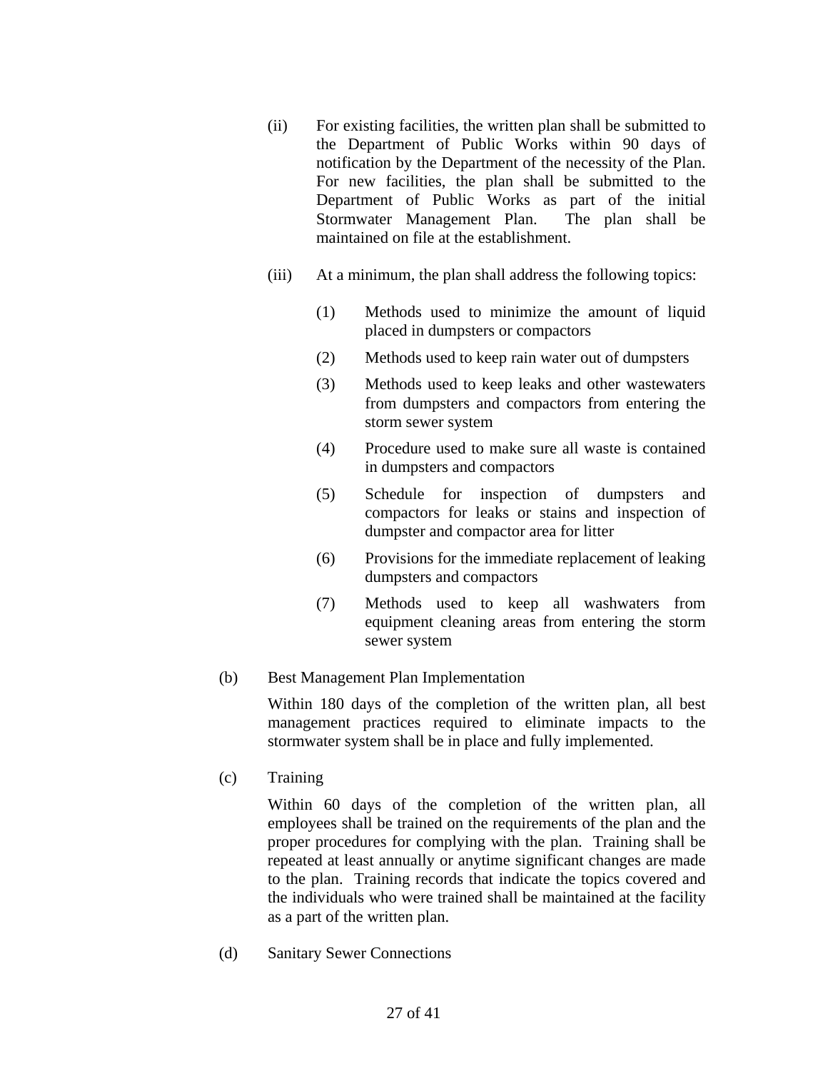(ii) For existing facilities, the written plan shall be submitted to the Department of Public Works within 90 days of notification by the Department of the necessity of the Plan. For new facilities, the plan shall be submitted to the Department of Public Works as part of the initial Stormwater Management Plan. The plan shall be maintained on file at the establishment.

(iii) At a minimum, the plan shall address the following topics:

(1) Methods used to minimize the amount of liquid placed in dumpsters or compactors

(2) Methods used to keep rain water out of dumpsters

(3) Methods used to keep leaks and other wastewaters from dumpsters and compactors from entering the storm sewer system

(4) Procedure used to make sure all waste is contained in dumpsters and compactors

(5) Schedule for inspection of dumpsters and compactors for leaks or stains and inspection of dumpster and compactor area for litter

(6) Provisions for the immediate replacement of leaking dumpsters and compactors

(7) Methods used to keep all washwaters from equipment cleaning areas from entering the storm sewer system

(b) Best Management Plan Implementation

Within 180 days of the completion of the written plan, all best management practices required to eliminate impacts to the stormwater system shall be in place and fully implemented.

(c) Training

Within 60 days of the completion of the written plan, all employees shall be trained on the requirements of the plan and the proper procedures for complying with the plan. Training shall be repeated at least annually or anytime significant changes are made to the plan. Training records that indicate the topics covered and the individuals who were trained shall be maintained at the facility as a part of the written plan.

(d) Sanitary Sewer Connections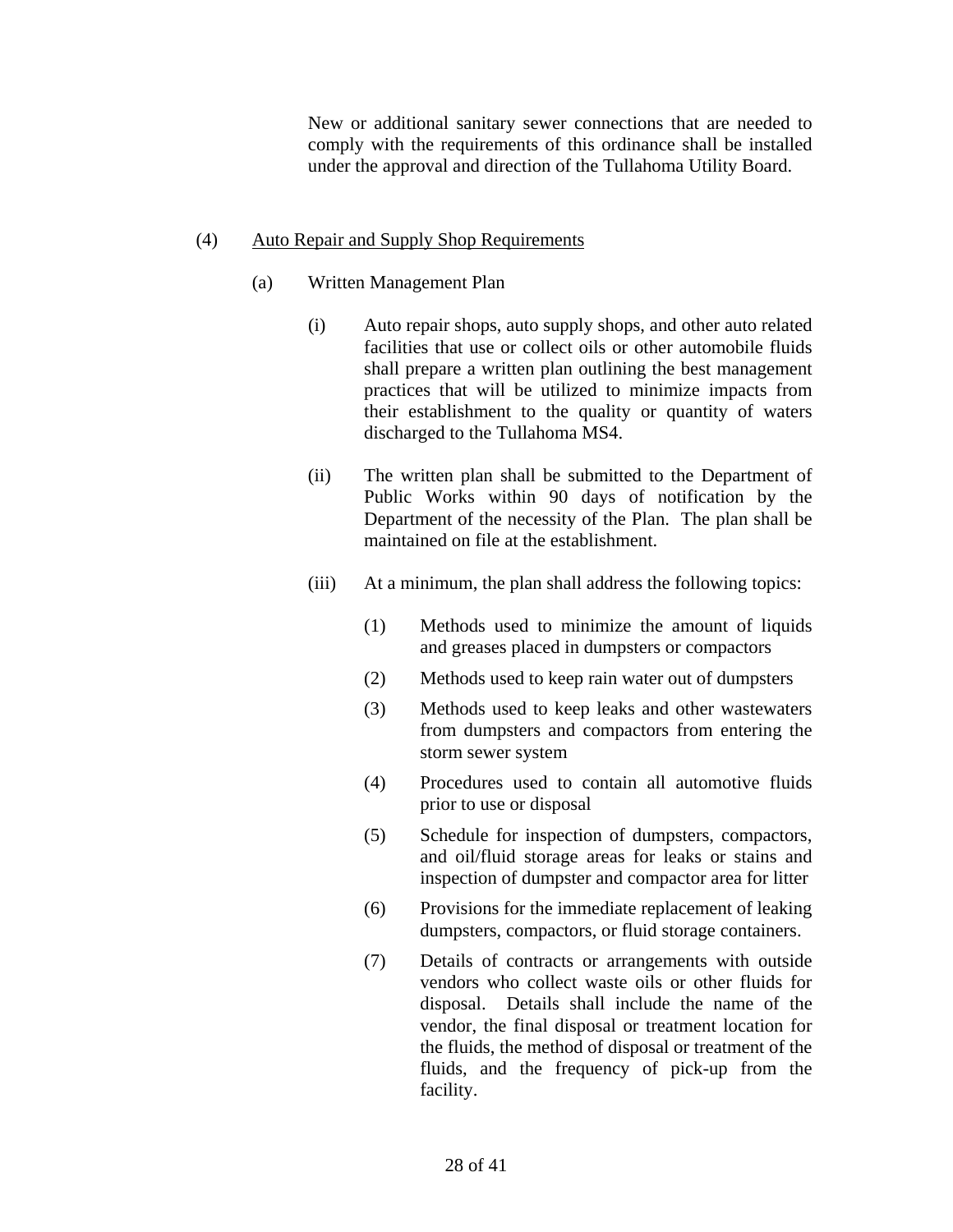New or additional sanitary sewer connections that are needed to comply with the requirements of this ordinance shall be installed under the approval and direction of the Tullahoma Utility Board.

(4) Auto Repair and Supply Shop Requirements

(a) Written Management Plan

(i) Auto repair shops, auto supply shops, and other auto related facilities that use or collect oils or other automobile fluids shall prepare a written plan outlining the best management practices that will be utilized to minimize impacts from their establishment to the quality or quantity of waters discharged to the Tullahoma MS4.

(ii) The written plan shall be submitted to the Department of Public Works within 90 days of notification by the Department of the necessity of the Plan. The plan shall be maintained on file at the establishment.

(iii) At a minimum, the plan shall address the following topics:

(1) Methods used to minimize the amount of liquids and greases placed in dumpsters or compactors

(2) Methods used to keep rain water out of dumpsters

(3) Methods used to keep leaks and other wastewaters from dumpsters and compactors from entering the storm sewer system

(4) Procedures used to contain all automotive fluids prior to use or disposal

(5) Schedule for inspection of dumpsters, compactors, and oil/fluid storage areas for leaks or stains and inspection of dumpster and compactor area for litter

(6) Provisions for the immediate replacement of leaking dumpsters, compactors, or fluid storage containers.

(7) Details of contracts or arrangements with outside vendors who collect waste oils or other fluids for disposal. Details shall include the name of the vendor, the final disposal or treatment location for the fluids, the method of disposal or treatment of the fluids, and the frequency of pick-up from the facility.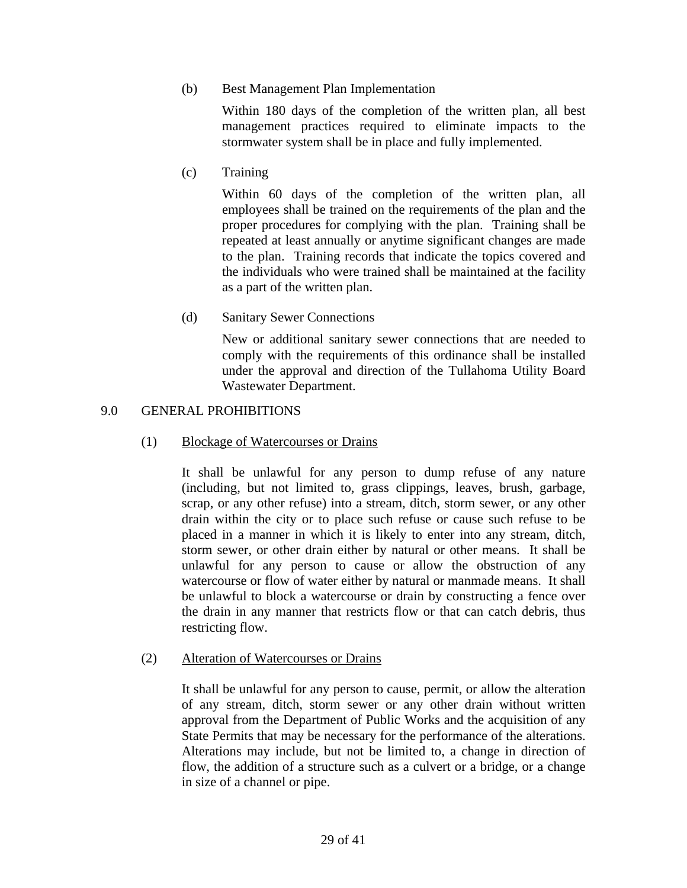(b) Best Management Plan Implementation

Within 180 days of the completion of the written plan, all best management practices required to eliminate impacts to the stormwater system shall be in place and fully implemented.

(c) Training

Within 60 days of the completion of the written plan, all employees shall be trained on the requirements of the plan and the proper procedures for complying with the plan. Training shall be repeated at least annually or anytime significant changes are made to the plan. Training records that indicate the topics covered and the individuals who were trained shall be maintained at the facility as a part of the written plan.

(d) Sanitary Sewer Connections

New or additional sanitary sewer connections that are needed to comply with the requirements of this ordinance shall be installed under the approval and direction of the Tullahoma Utility Board Wastewater Department.

## 9.0 GENERAL PROHIBITIONS

(1) <u>Blockage of Watercourses or Drains</u>

It shall be unlawful for any person to dump refuse of any nature (including, but not limited to, grass clippings, leaves, brush, garbage, scrap, or any other refuse) into a stream, ditch, storm sewer, or any other drain within the city or to place such refuse or cause such refuse to be placed in a manner in which it is likely to enter into any stream, ditch, storm sewer, or other drain either by natural or other means. It shall be unlawful for any person to cause or allow the obstruction of any watercourse or flow of water either by natural or manmade means. It shall be unlawful to block a watercourse or drain by constructing a fence over the drain in any manner that restricts flow or that can catch debris, thus restricting flow.

(2) <u>Alteration of Watercourses or Drains</u>

It shall be unlawful for any person to cause, permit, or allow the alteration of any stream, ditch, storm sewer or any other drain without written approval from the Department of Public Works and the acquisition of any State Permits that may be necessary for the performance of the alterations. Alterations may include, but not be limited to, a change in direction of flow, the addition of a structure such as a culvert or a bridge, or a change in size of a channel or pipe.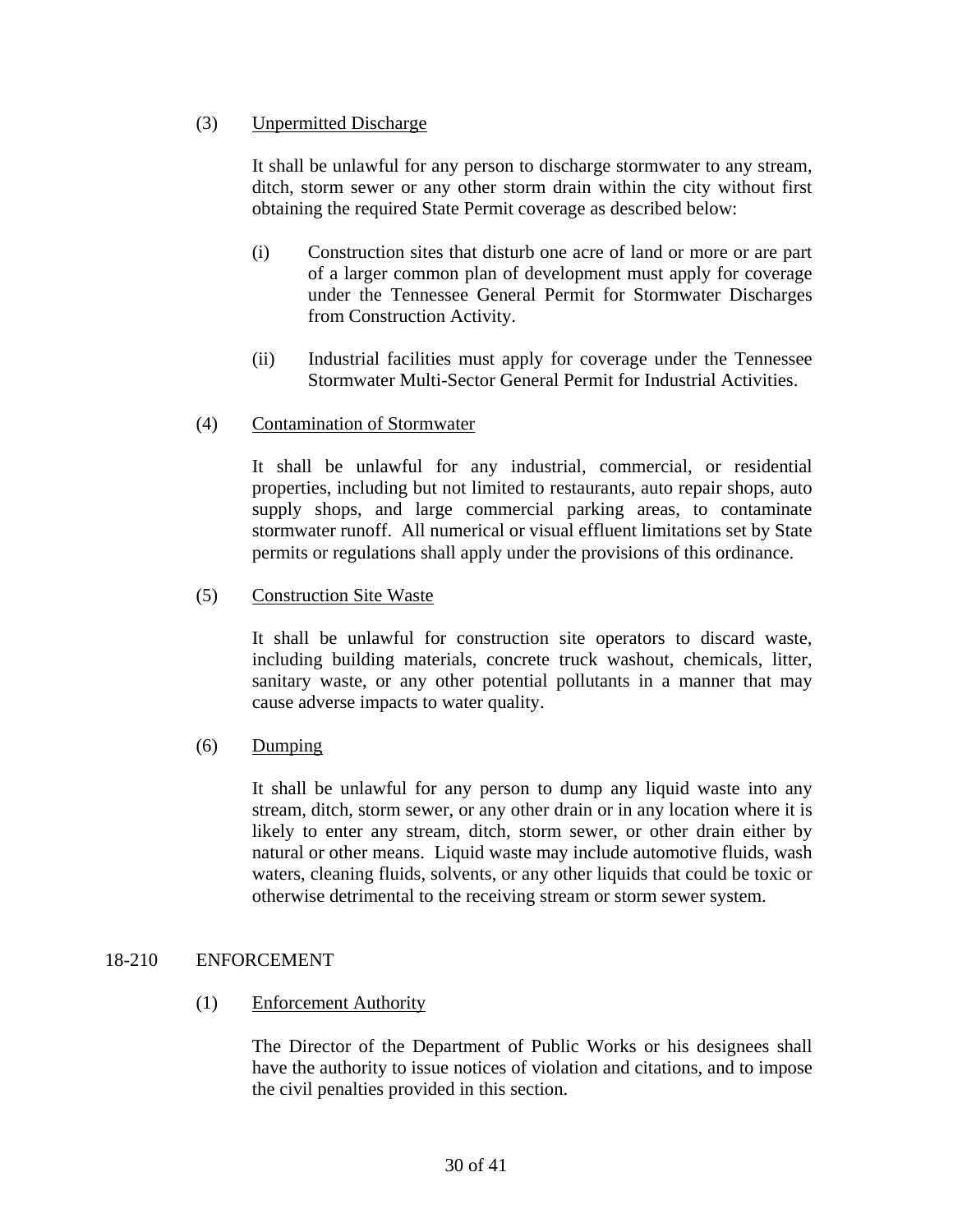(3) Unpermitted Discharge

It shall be unlawful for any person to discharge stormwater to any stream, ditch, storm sewer or any other storm drain within the city without first obtaining the required State Permit coverage as described below:

(i) Construction sites that disturb one acre of land or more or are part of a larger common plan of development must apply for coverage under the Tennessee General Permit for Stormwater Discharges from Construction Activity.

(ii) Industrial facilities must apply for coverage under the Tennessee Stormwater Multi-Sector General Permit for Industrial Activities.

(4) Contamination of Stormwater

It shall be unlawful for any industrial, commercial, or residential properties, including but not limited to restaurants, auto repair shops, auto supply shops, and large commercial parking areas, to contaminate stormwater runoff. All numerical or visual effluent limitations set by State permits or regulations shall apply under the provisions of this ordinance.

(5) Construction Site Waste

It shall be unlawful for construction site operators to discard waste, including building materials, concrete truck washout, chemicals, litter, sanitary waste, or any other potential pollutants in a manner that may cause adverse impacts to water quality.

(6) Dumping

It shall be unlawful for any person to dump any liquid waste into any stream, ditch, storm sewer, or any other drain or in any location where it is likely to enter any stream, ditch, storm sewer, or other drain either by natural or other means. Liquid waste may include automotive fluids, wash waters, cleaning fluids, solvents, or any other liquids that could be toxic or otherwise detrimental to the receiving stream or storm sewer system.

## 18-210 ENFORCEMENT

(1) Enforcement Authority

The Director of the Department of Public Works or his designees shall have the authority to issue notices of violation and citations, and to impose the civil penalties provided in this section.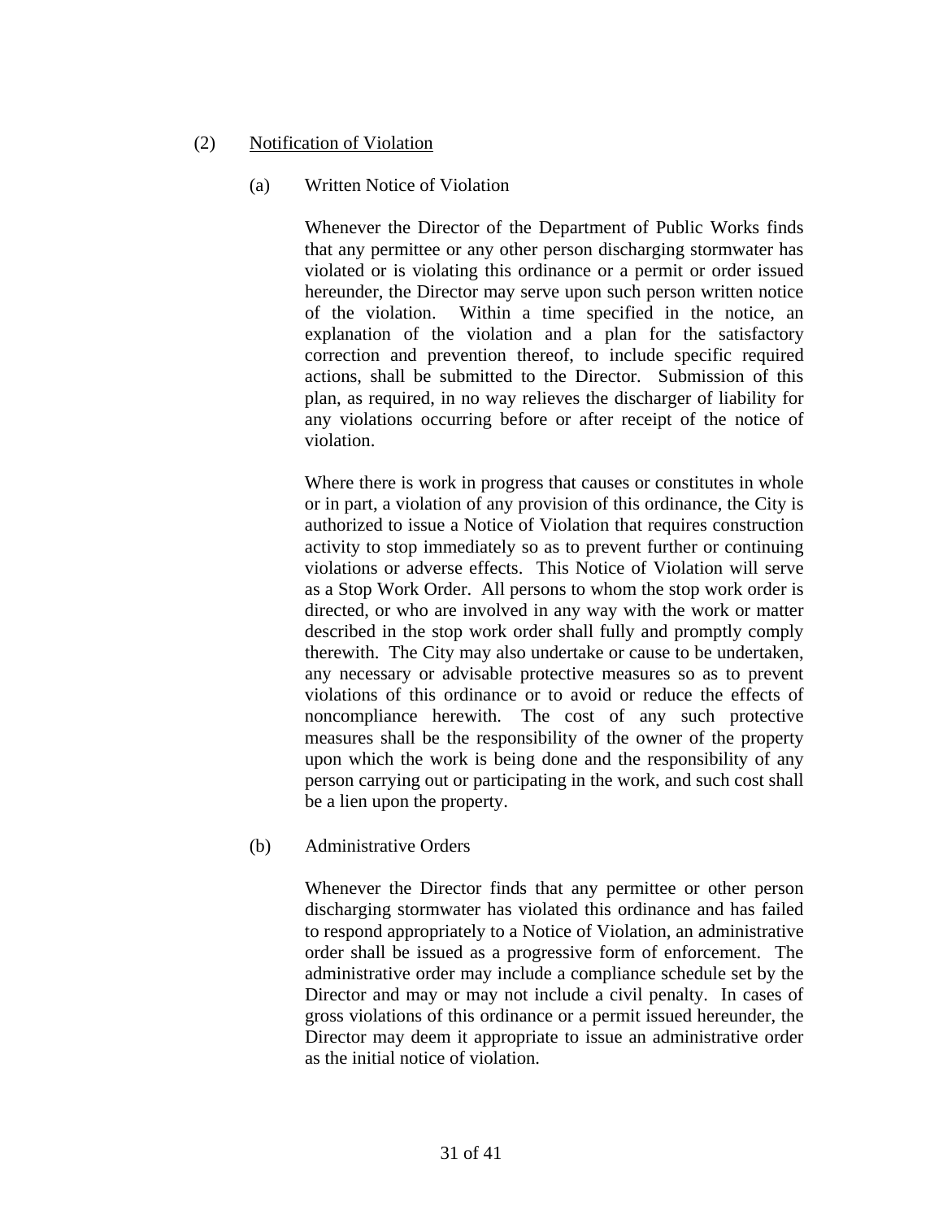(2) <u>Notification of Violation</u>

(a) Written Notice of Violation

Whenever the Director of the Department of Public Works finds that any permittee or any other person discharging stormwater has violated or is violating this ordinance or a permit or order issued hereunder, the Director may serve upon such person written notice of the violation. Within a time specified in the notice, an explanation of the violation and a plan for the satisfactory correction and prevention thereof, to include specific required actions, shall be submitted to the Director. Submission of this plan, as required, in no way relieves the discharger of liability for any violations occurring before or after receipt of the notice of violation.

Where there is work in progress that causes or constitutes in whole or in part, a violation of any provision of this ordinance, the City is authorized to issue a Notice of Violation that requires construction activity to stop immediately so as to prevent further or continuing violations or adverse effects. This Notice of Violation will serve as a Stop Work Order. All persons to whom the stop work order is directed, or who are involved in any way with the work or matter described in the stop work order shall fully and promptly comply therewith. The City may also undertake or cause to be undertaken, any necessary or advisable protective measures so as to prevent violations of this ordinance or to avoid or reduce the effects of noncompliance herewith. The cost of any such protective measures shall be the responsibility of the owner of the property upon which the work is being done and the responsibility of any person carrying out or participating in the work, and such cost shall be a lien upon the property.

(b) Administrative Orders

Whenever the Director finds that any permittee or other person discharging stormwater has violated this ordinance and has failed to respond appropriately to a Notice of Violation, an administrative order shall be issued as a progressive form of enforcement. The administrative order may include a compliance schedule set by the Director and may or may not include a civil penalty. In cases of gross violations of this ordinance or a permit issued hereunder, the Director may deem it appropriate to issue an administrative order as the initial notice of violation.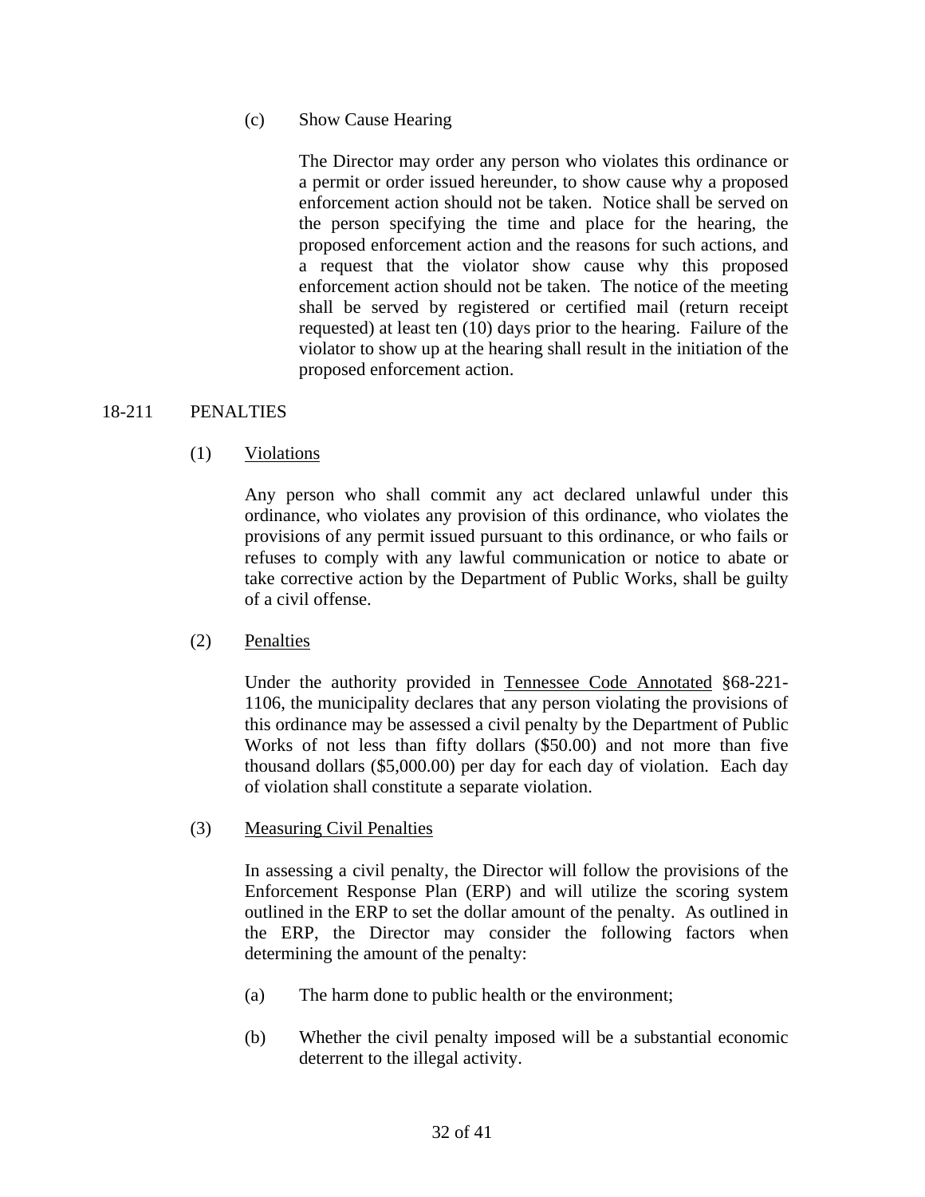(c) Show Cause Hearing

The Director may order any person who violates this ordinance or a permit or order issued hereunder, to show cause why a proposed enforcement action should not be taken. Notice shall be served on the person specifying the time and place for the hearing, the proposed enforcement action and the reasons for such actions, and a request that the violator show cause why this proposed enforcement action should not be taken. The notice of the meeting shall be served by registered or certified mail (return receipt requested) at least ten (10) days prior to the hearing. Failure of the violator to show up at the hearing shall result in the initiation of the proposed enforcement action.

## 18-211 PENALTIES

(1) Violations

Any person who shall commit any act declared unlawful under this ordinance, who violates any provision of this ordinance, who violates the provisions of any permit issued pursuant to this ordinance, or who fails or refuses to comply with any lawful communication or notice to abate or take corrective action by the Department of Public Works, shall be guilty of a civil offense.

(2) Penalties

Under the authority provided in Tennessee Code Annotated §68-221-1106, the municipality declares that any person violating the provisions of this ordinance may be assessed a civil penalty by the Department of Public Works of not less than fifty dollars ($50.00) and not more than five thousand dollars ($5,000.00) per day for each day of violation. Each day of violation shall constitute a separate violation.

(3) Measuring Civil Penalties

In assessing a civil penalty, the Director will follow the provisions of the Enforcement Response Plan (ERP) and will utilize the scoring system outlined in the ERP to set the dollar amount of the penalty. As outlined in the ERP, the Director may consider the following factors when determining the amount of the penalty:

(a) The harm done to public health or the environment;

(b) Whether the civil penalty imposed will be a substantial economic deterrent to the illegal activity.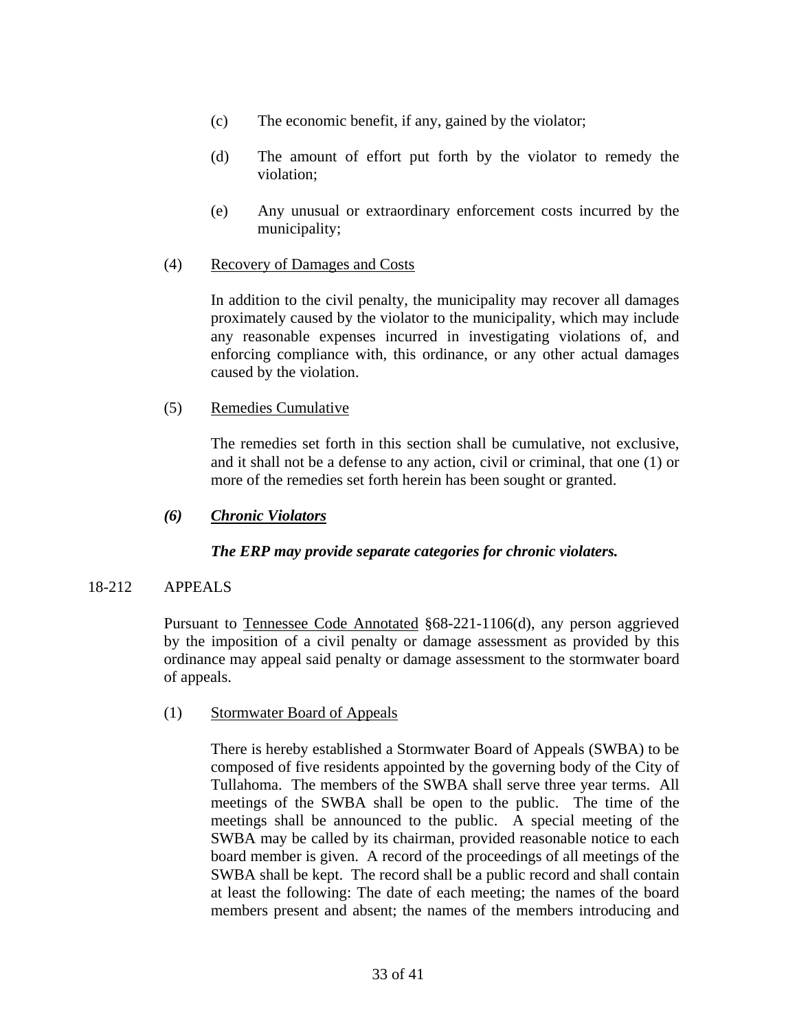(c) The economic benefit, if any, gained by the violator;

(d) The amount of effort put forth by the violator to remedy the violation;

(e) Any unusual or extraordinary enforcement costs incurred by the municipality;

(4) Recovery of Damages and Costs

In addition to the civil penalty, the municipality may recover all damages proximately caused by the violator to the municipality, which may include any reasonable expenses incurred in investigating violations of, and enforcing compliance with, this ordinance, or any other actual damages caused by the violation.

(5) Remedies Cumulative

The remedies set forth in this section shall be cumulative, not exclusive, and it shall not be a defense to any action, civil or criminal, that one (1) or more of the remedies set forth herein has been sought or granted.

***(6) Chronic Violators***

***The ERP may provide separate categories for chronic violaters.***

18-212 APPEALS

Pursuant to Tennessee Code Annotated §68-221-1106(d), any person aggrieved by the imposition of a civil penalty or damage assessment as provided by this ordinance may appeal said penalty or damage assessment to the stormwater board of appeals.

(1) Stormwater Board of Appeals

There is hereby established a Stormwater Board of Appeals (SWBA) to be composed of five residents appointed by the governing body of the City of Tullahoma. The members of the SWBA shall serve three year terms. All meetings of the SWBA shall be open to the public. The time of the meetings shall be announced to the public. A special meeting of the SWBA may be called by its chairman, provided reasonable notice to each board member is given. A record of the proceedings of all meetings of the SWBA shall be kept. The record shall be a public record and shall contain at least the following: The date of each meeting; the names of the board members present and absent; the names of the members introducing and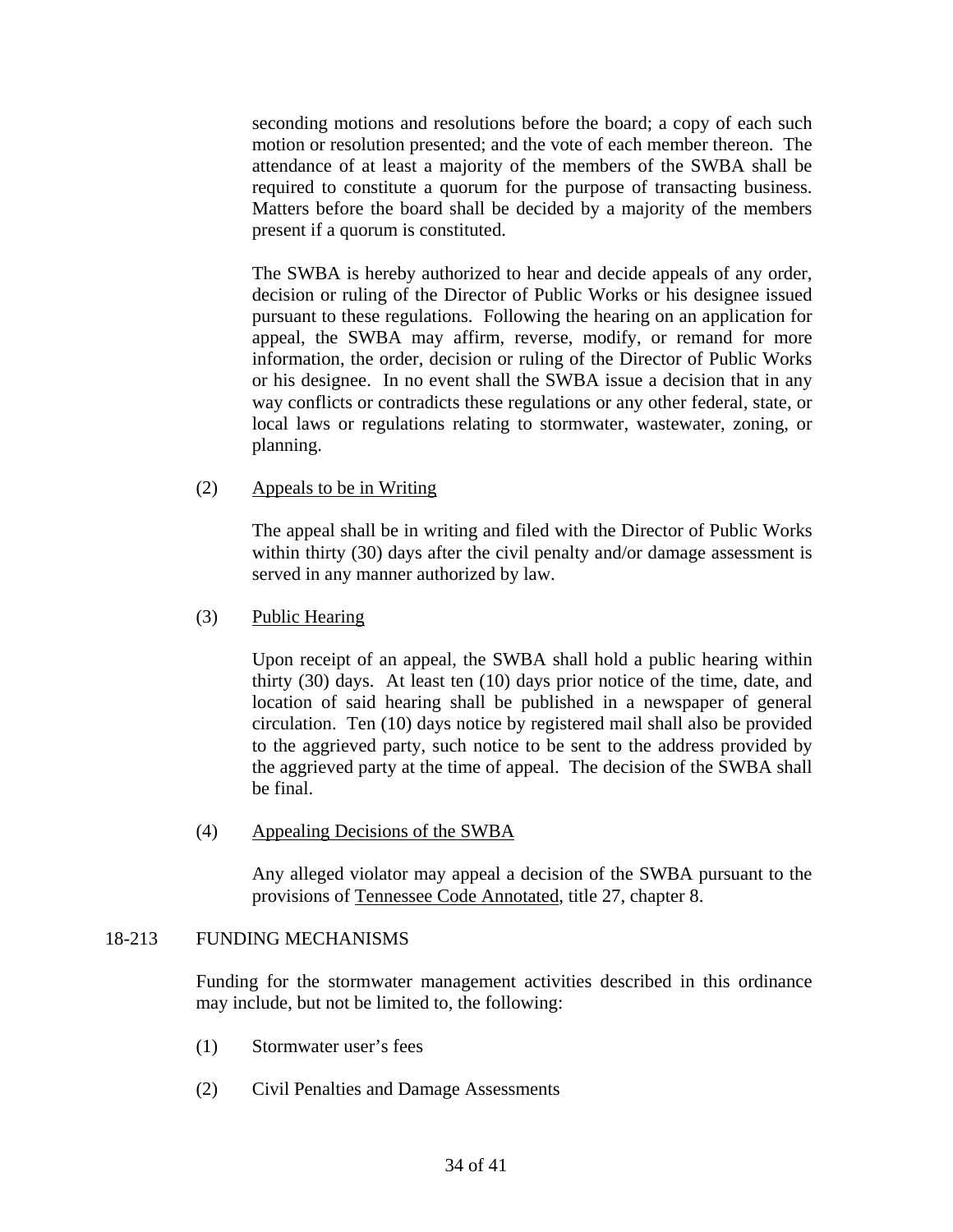seconding motions and resolutions before the board; a copy of each such motion or resolution presented; and the vote of each member thereon. The attendance of at least a majority of the members of the SWBA shall be required to constitute a quorum for the purpose of transacting business. Matters before the board shall be decided by a majority of the members present if a quorum is constituted.

The SWBA is hereby authorized to hear and decide appeals of any order, decision or ruling of the Director of Public Works or his designee issued pursuant to these regulations. Following the hearing on an application for appeal, the SWBA may affirm, reverse, modify, or remand for more information, the order, decision or ruling of the Director of Public Works or his designee. In no event shall the SWBA issue a decision that in any way conflicts or contradicts these regulations or any other federal, state, or local laws or regulations relating to stormwater, wastewater, zoning, or planning.

(2) Appeals to be in Writing

The appeal shall be in writing and filed with the Director of Public Works within thirty (30) days after the civil penalty and/or damage assessment is served in any manner authorized by law.

(3) Public Hearing

Upon receipt of an appeal, the SWBA shall hold a public hearing within thirty (30) days. At least ten (10) days prior notice of the time, date, and location of said hearing shall be published in a newspaper of general circulation. Ten (10) days notice by registered mail shall also be provided to the aggrieved party, such notice to be sent to the address provided by the aggrieved party at the time of appeal. The decision of the SWBA shall be final.

(4) Appealing Decisions of the SWBA

Any alleged violator may appeal a decision of the SWBA pursuant to the provisions of Tennessee Code Annotated, title 27, chapter 8.

## 18-213 FUNDING MECHANISMS

Funding for the stormwater management activities described in this ordinance may include, but not be limited to, the following:

(1) Stormwater user's fees

(2) Civil Penalties and Damage Assessments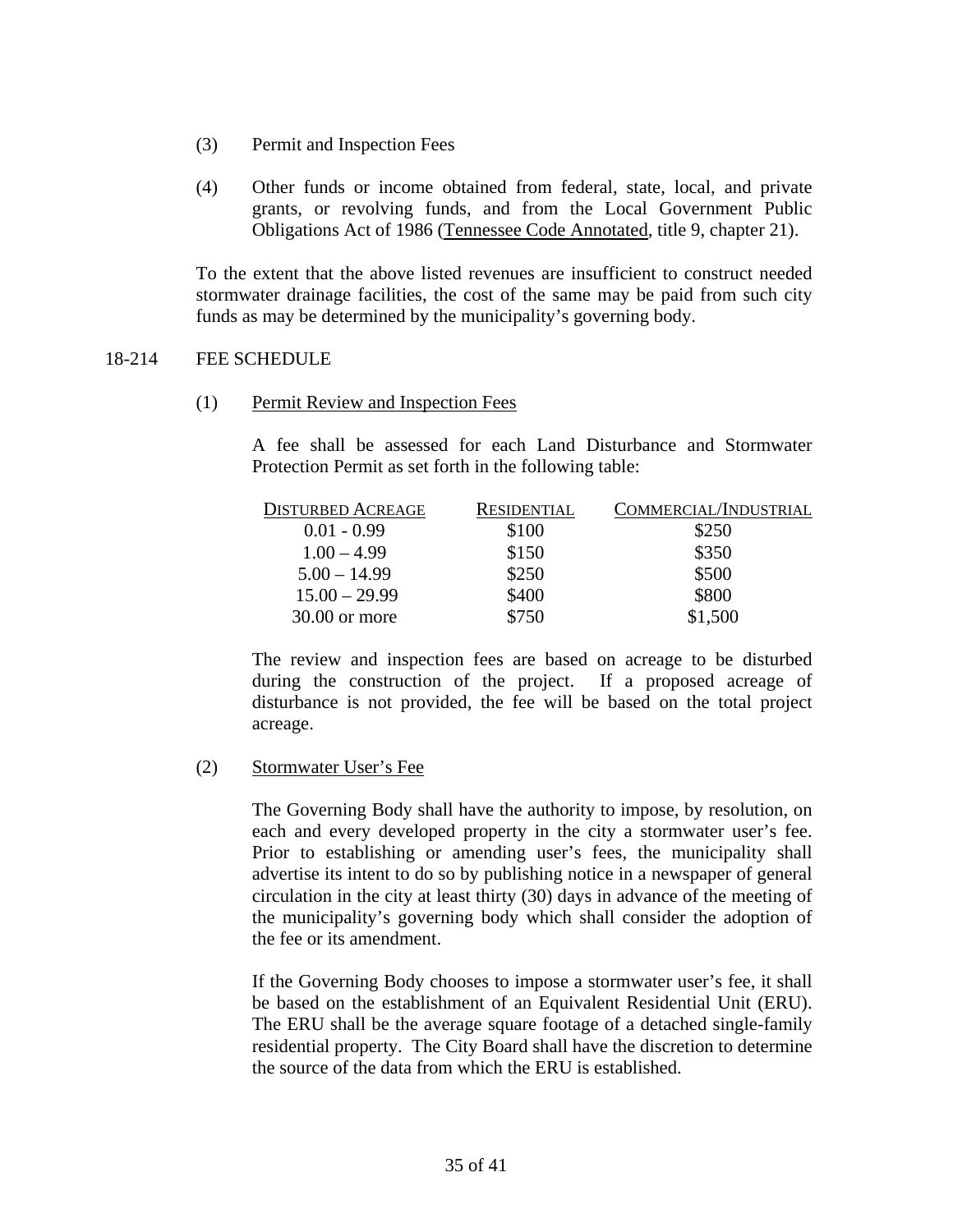(3) Permit and Inspection Fees

(4) Other funds or income obtained from federal, state, local, and private grants, or revolving funds, and from the Local Government Public Obligations Act of 1986 (Tennessee Code Annotated, title 9, chapter 21).

To the extent that the above listed revenues are insufficient to construct needed stormwater drainage facilities, the cost of the same may be paid from such city funds as may be determined by the municipality's governing body.

## 18-214 FEE SCHEDULE

(1) Permit Review and Inspection Fees

A fee shall be assessed for each Land Disturbance and Stormwater Protection Permit as set forth in the following table:

| DISTURBED ACREAGE | RESIDENTIAL | COMMERCIAL/INDUSTRIAL |
|---|---|---|
| 0.01 - 0.99 | $100 | $250 |
| 1.00 – 4.99 | $150 | $350 |
| 5.00 – 14.99 | $250 | $500 |
| 15.00 – 29.99 | $400 | $800 |
| 30.00 or more | $750 | $1,500 |

The review and inspection fees are based on acreage to be disturbed during the construction of the project. If a proposed acreage of disturbance is not provided, the fee will be based on the total project acreage.

(2) Stormwater User's Fee

The Governing Body shall have the authority to impose, by resolution, on each and every developed property in the city a stormwater user's fee. Prior to establishing or amending user's fees, the municipality shall advertise its intent to do so by publishing notice in a newspaper of general circulation in the city at least thirty (30) days in advance of the meeting of the municipality's governing body which shall consider the adoption of the fee or its amendment.

If the Governing Body chooses to impose a stormwater user's fee, it shall be based on the establishment of an Equivalent Residential Unit (ERU). The ERU shall be the average square footage of a detached single-family residential property. The City Board shall have the discretion to determine the source of the data from which the ERU is established.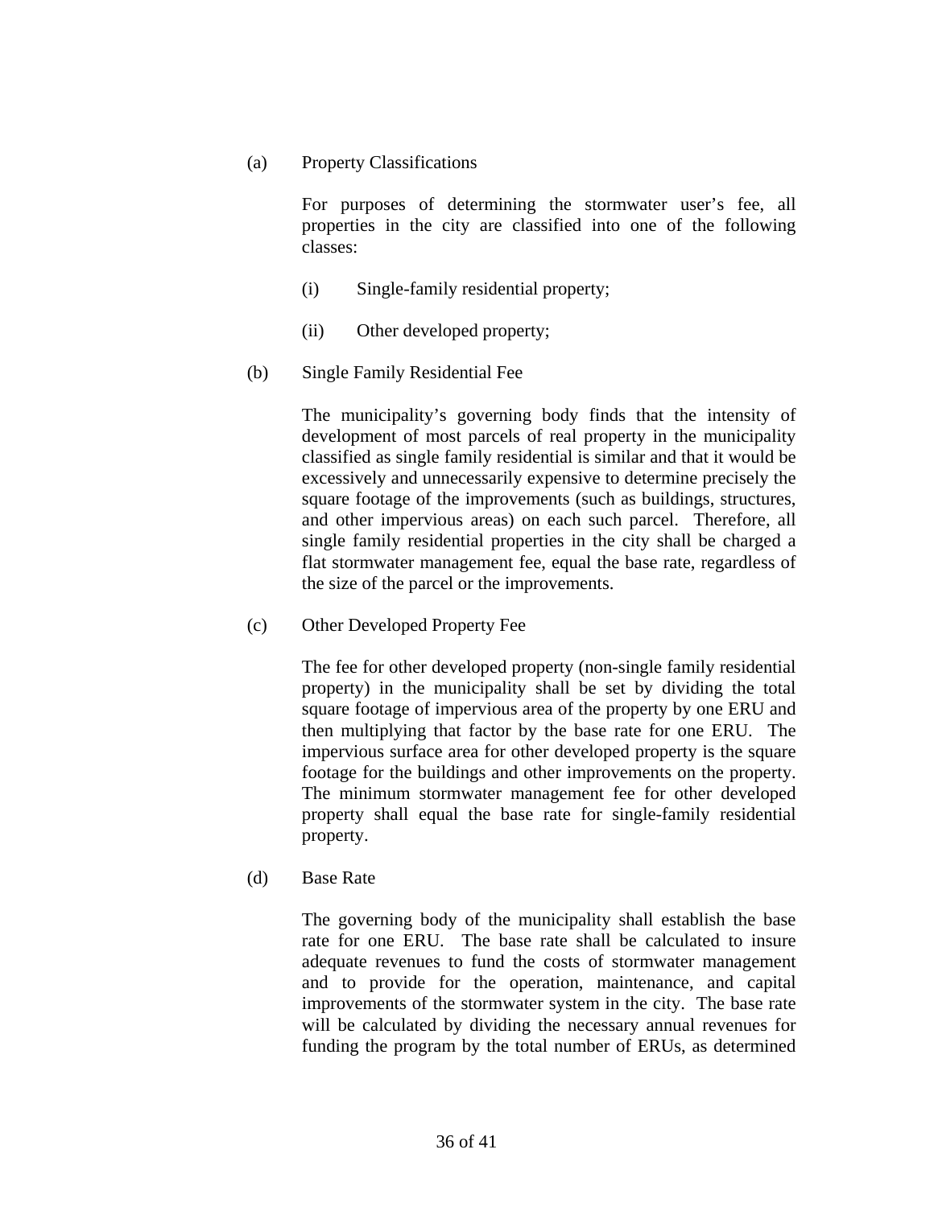(a) Property Classifications

For purposes of determining the stormwater user's fee, all properties in the city are classified into one of the following classes:

(i) Single-family residential property;

(ii) Other developed property;

(b) Single Family Residential Fee

The municipality's governing body finds that the intensity of development of most parcels of real property in the municipality classified as single family residential is similar and that it would be excessively and unnecessarily expensive to determine precisely the square footage of the improvements (such as buildings, structures, and other impervious areas) on each such parcel. Therefore, all single family residential properties in the city shall be charged a flat stormwater management fee, equal the base rate, regardless of the size of the parcel or the improvements.

(c) Other Developed Property Fee

The fee for other developed property (non-single family residential property) in the municipality shall be set by dividing the total square footage of impervious area of the property by one ERU and then multiplying that factor by the base rate for one ERU. The impervious surface area for other developed property is the square footage for the buildings and other improvements on the property. The minimum stormwater management fee for other developed property shall equal the base rate for single-family residential property.

(d) Base Rate

The governing body of the municipality shall establish the base rate for one ERU. The base rate shall be calculated to insure adequate revenues to fund the costs of stormwater management and to provide for the operation, maintenance, and capital improvements of the stormwater system in the city. The base rate will be calculated by dividing the necessary annual revenues for funding the program by the total number of ERUs, as determined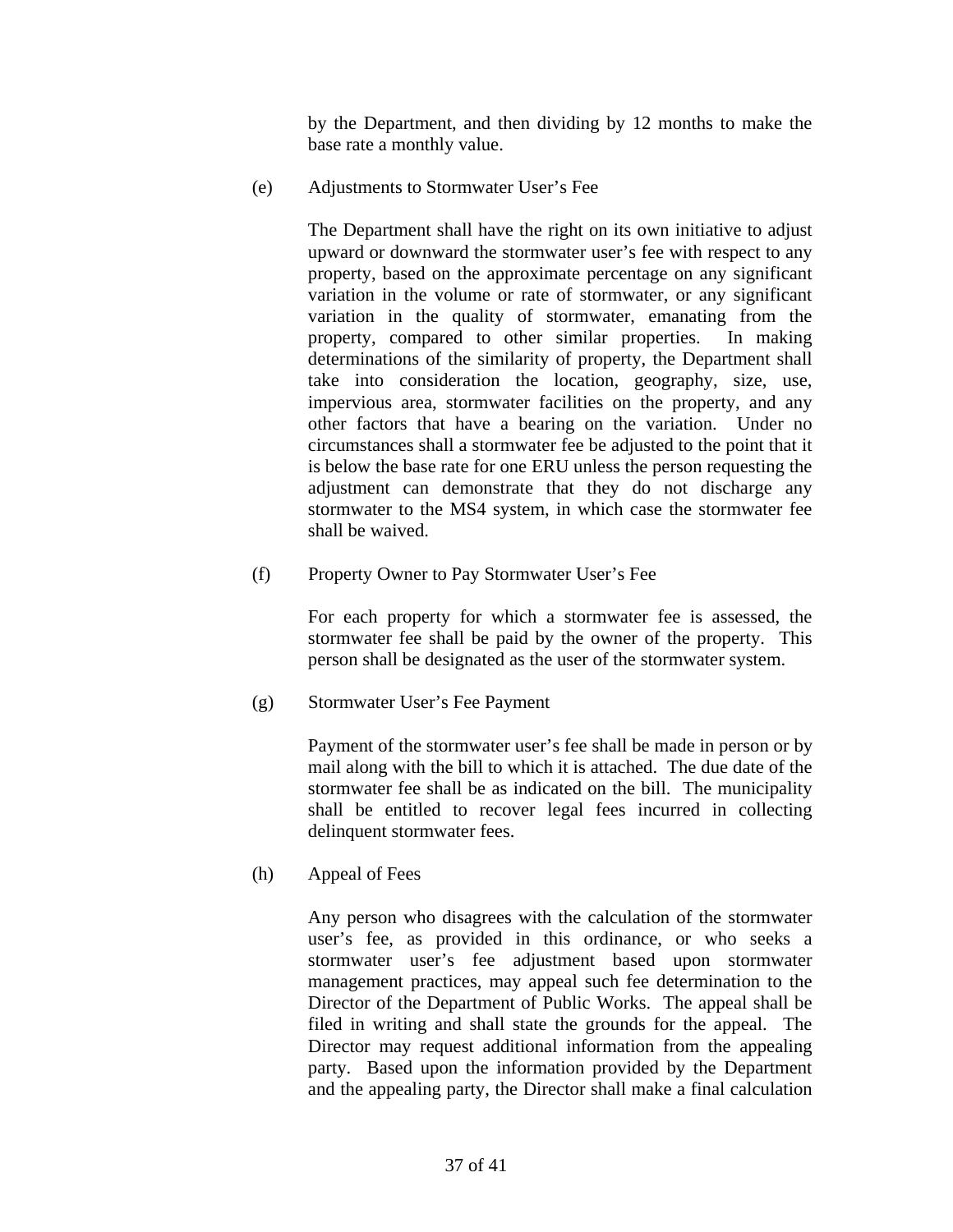by the Department, and then dividing by 12 months to make the base rate a monthly value.

(e) Adjustments to Stormwater User's Fee

The Department shall have the right on its own initiative to adjust upward or downward the stormwater user's fee with respect to any property, based on the approximate percentage on any significant variation in the volume or rate of stormwater, or any significant variation in the quality of stormwater, emanating from the property, compared to other similar properties. In making determinations of the similarity of property, the Department shall take into consideration the location, geography, size, use, impervious area, stormwater facilities on the property, and any other factors that have a bearing on the variation. Under no circumstances shall a stormwater fee be adjusted to the point that it is below the base rate for one ERU unless the person requesting the adjustment can demonstrate that they do not discharge any stormwater to the MS4 system, in which case the stormwater fee shall be waived.

(f) Property Owner to Pay Stormwater User's Fee

For each property for which a stormwater fee is assessed, the stormwater fee shall be paid by the owner of the property. This person shall be designated as the user of the stormwater system.

(g) Stormwater User's Fee Payment

Payment of the stormwater user's fee shall be made in person or by mail along with the bill to which it is attached. The due date of the stormwater fee shall be as indicated on the bill. The municipality shall be entitled to recover legal fees incurred in collecting delinquent stormwater fees.

(h) Appeal of Fees

Any person who disagrees with the calculation of the stormwater user's fee, as provided in this ordinance, or who seeks a stormwater user's fee adjustment based upon stormwater management practices, may appeal such fee determination to the Director of the Department of Public Works. The appeal shall be filed in writing and shall state the grounds for the appeal. The Director may request additional information from the appealing party. Based upon the information provided by the Department and the appealing party, the Director shall make a final calculation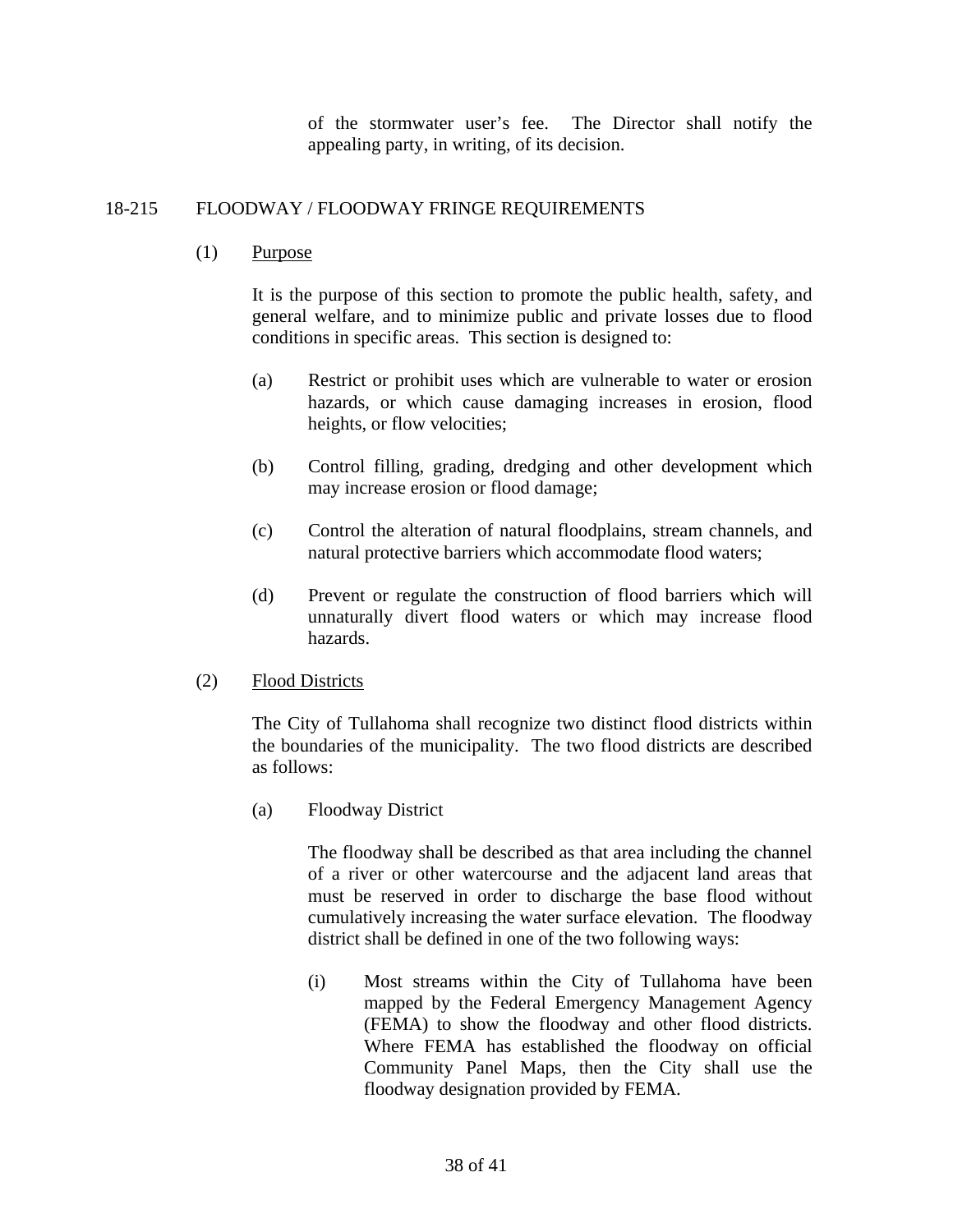of the stormwater user's fee. The Director shall notify the appealing party, in writing, of its decision.

## 18-215 FLOODWAY / FLOODWAY FRINGE REQUIREMENTS

(1) Purpose

It is the purpose of this section to promote the public health, safety, and general welfare, and to minimize public and private losses due to flood conditions in specific areas. This section is designed to:

(a) Restrict or prohibit uses which are vulnerable to water or erosion hazards, or which cause damaging increases in erosion, flood heights, or flow velocities;

(b) Control filling, grading, dredging and other development which may increase erosion or flood damage;

(c) Control the alteration of natural floodplains, stream channels, and natural protective barriers which accommodate flood waters;

(d) Prevent or regulate the construction of flood barriers which will unnaturally divert flood waters or which may increase flood hazards.

(2) Flood Districts

The City of Tullahoma shall recognize two distinct flood districts within the boundaries of the municipality. The two flood districts are described as follows:

(a) Floodway District

The floodway shall be described as that area including the channel of a river or other watercourse and the adjacent land areas that must be reserved in order to discharge the base flood without cumulatively increasing the water surface elevation. The floodway district shall be defined in one of the two following ways:

(i) Most streams within the City of Tullahoma have been mapped by the Federal Emergency Management Agency (FEMA) to show the floodway and other flood districts. Where FEMA has established the floodway on official Community Panel Maps, then the City shall use the floodway designation provided by FEMA.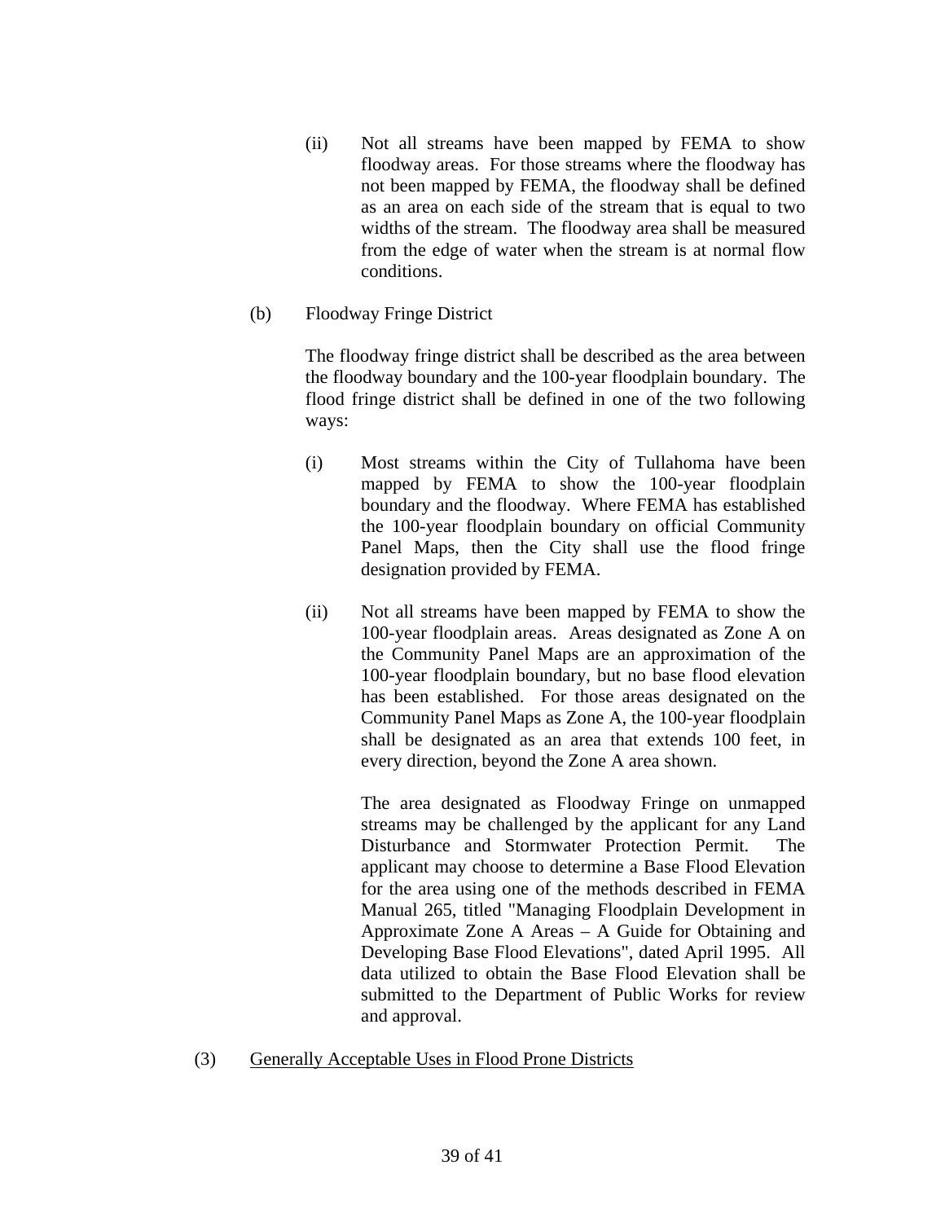(ii) Not all streams have been mapped by FEMA to show floodway areas. For those streams where the floodway has not been mapped by FEMA, the floodway shall be defined as an area on each side of the stream that is equal to two widths of the stream. The floodway area shall be measured from the edge of water when the stream is at normal flow conditions.

(b) Floodway Fringe District

The floodway fringe district shall be described as the area between the floodway boundary and the 100-year floodplain boundary. The flood fringe district shall be defined in one of the two following ways:

(i) Most streams within the City of Tullahoma have been mapped by FEMA to show the 100-year floodplain boundary and the floodway. Where FEMA has established the 100-year floodplain boundary on official Community Panel Maps, then the City shall use the flood fringe designation provided by FEMA.

(ii) Not all streams have been mapped by FEMA to show the 100-year floodplain areas. Areas designated as Zone A on the Community Panel Maps are an approximation of the 100-year floodplain boundary, but no base flood elevation has been established. For those areas designated on the Community Panel Maps as Zone A, the 100-year floodplain shall be designated as an area that extends 100 feet, in every direction, beyond the Zone A area shown.

The area designated as Floodway Fringe on unmapped streams may be challenged by the applicant for any Land Disturbance and Stormwater Protection Permit. The applicant may choose to determine a Base Flood Elevation for the area using one of the methods described in FEMA Manual 265, titled "Managing Floodplain Development in Approximate Zone A Areas – A Guide for Obtaining and Developing Base Flood Elevations", dated April 1995. All data utilized to obtain the Base Flood Elevation shall be submitted to the Department of Public Works for review and approval.

(3) <u>Generally Acceptable Uses in Flood Prone Districts</u>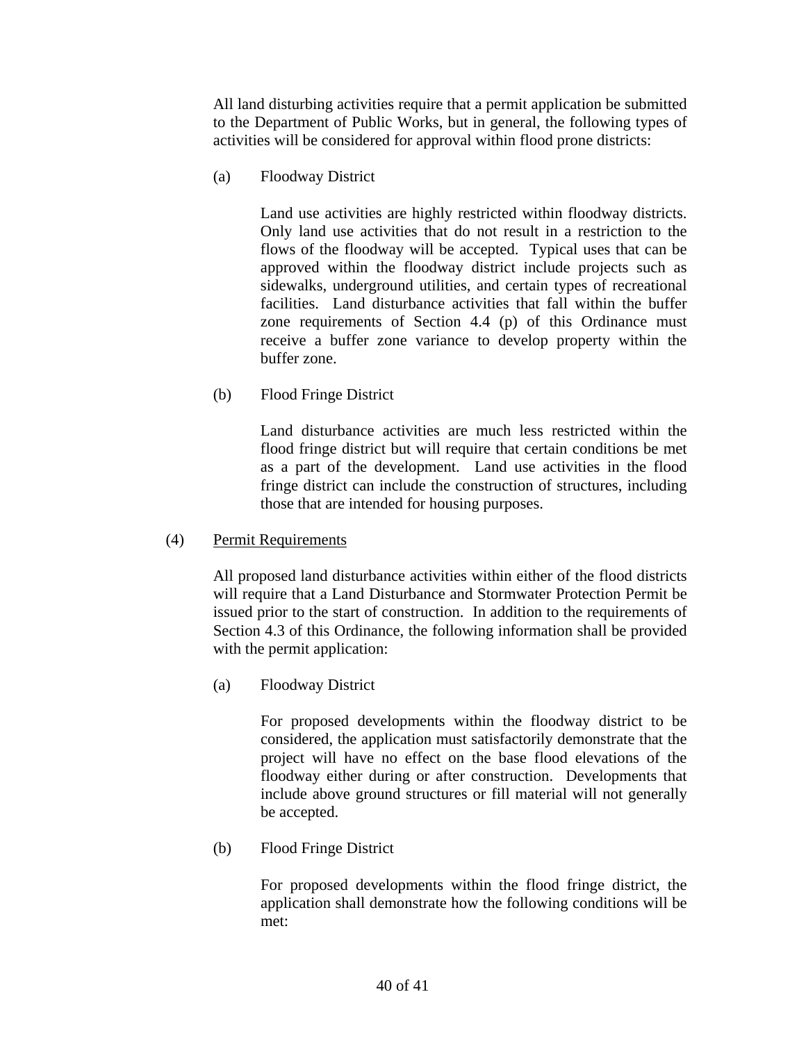All land disturbing activities require that a permit application be submitted to the Department of Public Works, but in general, the following types of activities will be considered for approval within flood prone districts:

(a) Floodway District

Land use activities are highly restricted within floodway districts. Only land use activities that do not result in a restriction to the flows of the floodway will be accepted. Typical uses that can be approved within the floodway district include projects such as sidewalks, underground utilities, and certain types of recreational facilities. Land disturbance activities that fall within the buffer zone requirements of Section 4.4 (p) of this Ordinance must receive a buffer zone variance to develop property within the buffer zone.

(b) Flood Fringe District

Land disturbance activities are much less restricted within the flood fringe district but will require that certain conditions be met as a part of the development. Land use activities in the flood fringe district can include the construction of structures, including those that are intended for housing purposes.

(4) <u>Permit Requirements</u>

All proposed land disturbance activities within either of the flood districts will require that a Land Disturbance and Stormwater Protection Permit be issued prior to the start of construction. In addition to the requirements of Section 4.3 of this Ordinance, the following information shall be provided with the permit application:

(a) Floodway District

For proposed developments within the floodway district to be considered, the application must satisfactorily demonstrate that the project will have no effect on the base flood elevations of the floodway either during or after construction. Developments that include above ground structures or fill material will not generally be accepted.

(b) Flood Fringe District

For proposed developments within the flood fringe district, the application shall demonstrate how the following conditions will be met: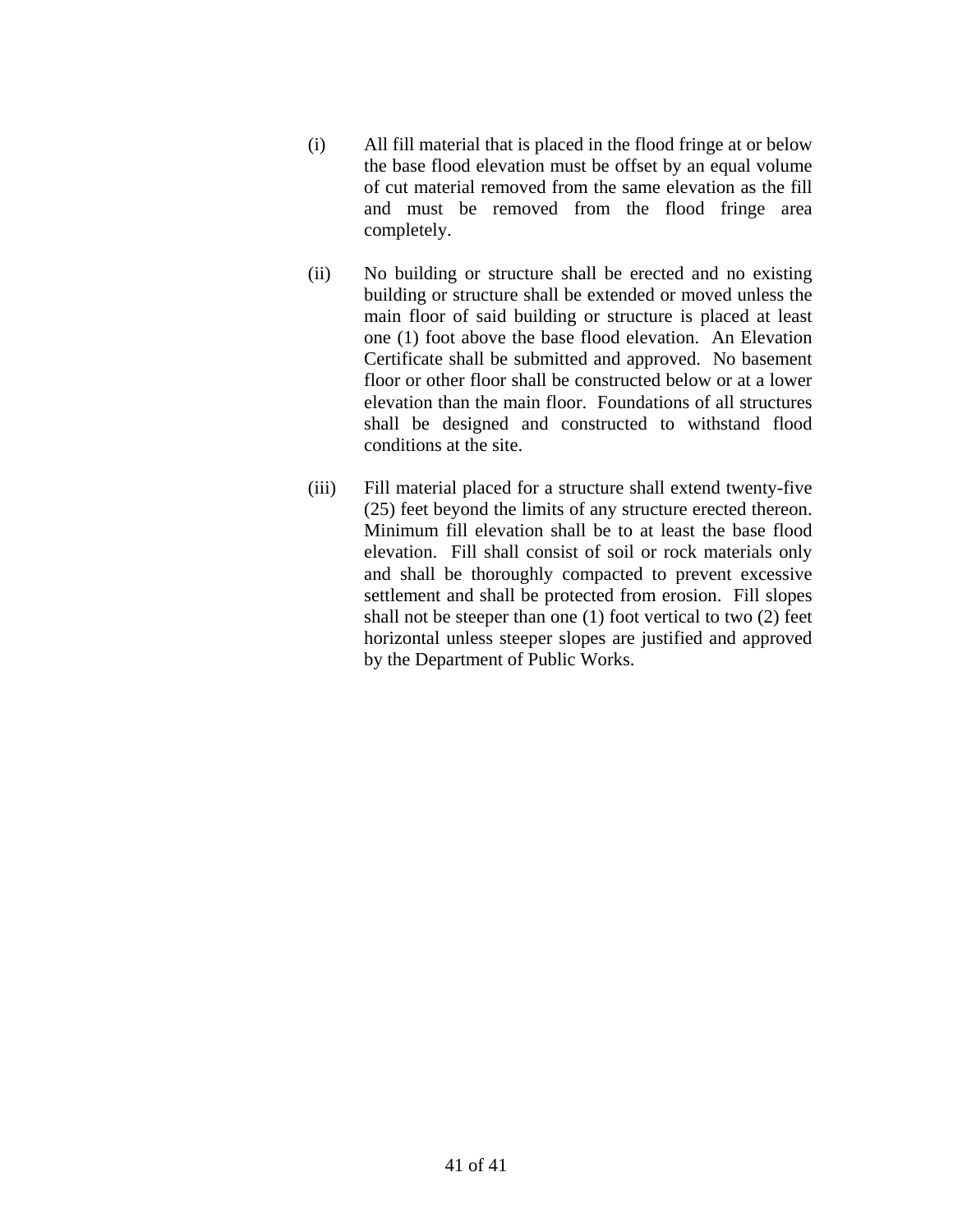(i) All fill material that is placed in the flood fringe at or below the base flood elevation must be offset by an equal volume of cut material removed from the same elevation as the fill and must be removed from the flood fringe area completely.

(ii) No building or structure shall be erected and no existing building or structure shall be extended or moved unless the main floor of said building or structure is placed at least one (1) foot above the base flood elevation. An Elevation Certificate shall be submitted and approved. No basement floor or other floor shall be constructed below or at a lower elevation than the main floor. Foundations of all structures shall be designed and constructed to withstand flood conditions at the site.

(iii) Fill material placed for a structure shall extend twenty-five (25) feet beyond the limits of any structure erected thereon. Minimum fill elevation shall be to at least the base flood elevation. Fill shall consist of soil or rock materials only and shall be thoroughly compacted to prevent excessive settlement and shall be protected from erosion. Fill slopes shall not be steeper than one (1) foot vertical to two (2) feet horizontal unless steeper slopes are justified and approved by the Department of Public Works.